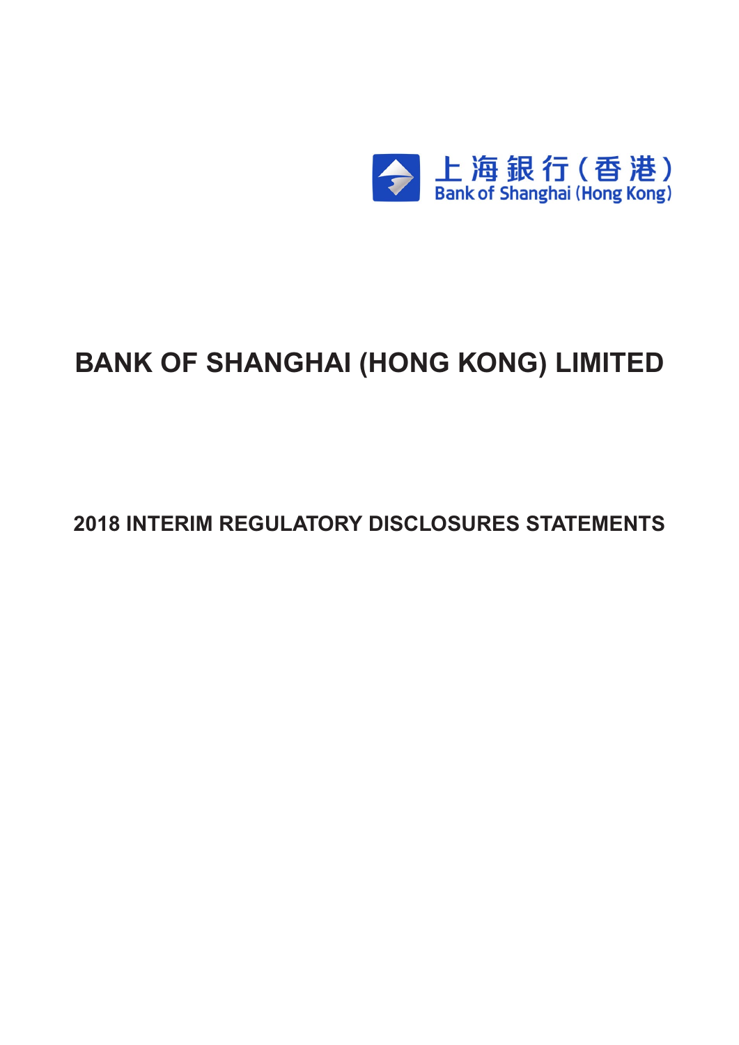上海銀行(香港)
Bank of Shanghai (Hong Kong)

# BANK OF SHANGHAI (HONG KONG) LIMITED

## 2018 INTERIM REGULATORY DISCLOSURES STATEMENTS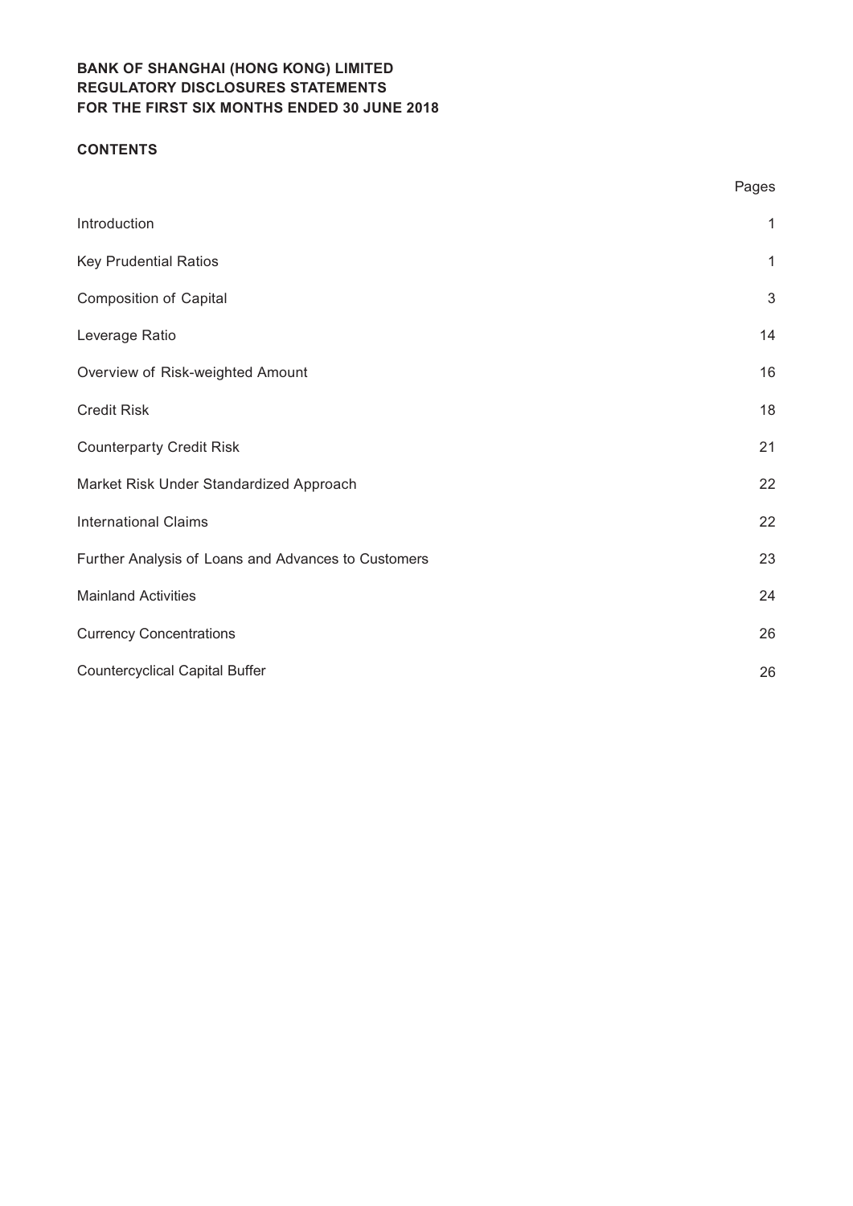**BANK OF SHANGHAI (HONG KONG) LIMITED**
**REGULATORY DISCLOSURES STATEMENTS**
**FOR THE FIRST SIX MONTHS ENDED 30 JUNE 2018**

**CONTENTS**

| | Pages |
|---|---|
| Introduction | 1 |
| Key Prudential Ratios | 1 |
| Composition of Capital | 3 |
| Leverage Ratio | 14 |
| Overview of Risk-weighted Amount | 16 |
| Credit Risk | 18 |
| Counterparty Credit Risk | 21 |
| Market Risk Under Standardized Approach | 22 |
| International Claims | 22 |
| Further Analysis of Loans and Advances to Customers | 23 |
| Mainland Activities | 24 |
| Currency Concentrations | 26 |
| Countercyclical Capital Buffer | 26 |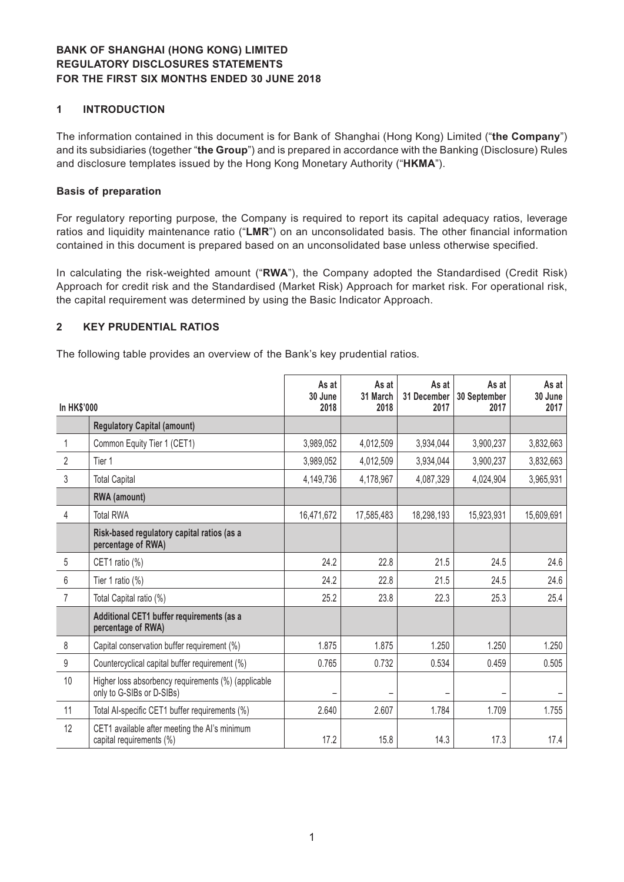**BANK OF SHANGHAI (HONG KONG) LIMITED**
**REGULATORY DISCLOSURES STATEMENTS**
**FOR THE FIRST SIX MONTHS ENDED 30 JUNE 2018**

## 1 INTRODUCTION

The information contained in this document is for Bank of Shanghai (Hong Kong) Limited ("**the Company**") and its subsidiaries (together "**the Group**") and is prepared in accordance with the Banking (Disclosure) Rules and disclosure templates issued by the Hong Kong Monetary Authority ("**HKMA**").

### Basis of preparation

For regulatory reporting purpose, the Company is required to report its capital adequacy ratios, leverage ratios and liquidity maintenance ratio ("**LMR**") on an unconsolidated basis. The other financial information contained in this document is prepared based on an unconsolidated base unless otherwise specified.

In calculating the risk-weighted amount ("**RWA**"), the Company adopted the Standardised (Credit Risk) Approach for credit risk and the Standardised (Market Risk) Approach for market risk. For operational risk, the capital requirement was determined by using the Basic Indicator Approach.

## 2 KEY PRUDENTIAL RATIOS

The following table provides an overview of the Bank's key prudential ratios.

| In HK$'000 | | As at 30 June 2018 | As at 31 March 2018 | As at 31 December 2017 | As at 30 September 2017 | As at 30 June 2017 |
|---|---|---|---|---|---|---|
| | **Regulatory Capital (amount)** | | | | | |
| 1 | Common Equity Tier 1 (CET1) | 3,989,052 | 4,012,509 | 3,934,044 | 3,900,237 | 3,832,663 |
| 2 | Tier 1 | 3,989,052 | 4,012,509 | 3,934,044 | 3,900,237 | 3,832,663 |
| 3 | Total Capital | 4,149,736 | 4,178,967 | 4,087,329 | 4,024,904 | 3,965,931 |
| | **RWA (amount)** | | | | | |
| 4 | Total RWA | 16,471,672 | 17,585,483 | 18,298,193 | 15,923,931 | 15,609,691 |
| | **Risk-based regulatory capital ratios (as a percentage of RWA)** | | | | | |
| 5 | CET1 ratio (%) | 24.2 | 22.8 | 21.5 | 24.5 | 24.6 |
| 6 | Tier 1 ratio (%) | 24.2 | 22.8 | 21.5 | 24.5 | 24.6 |
| 7 | Total Capital ratio (%) | 25.2 | 23.8 | 22.3 | 25.3 | 25.4 |
| | **Additional CET1 buffer requirements (as a percentage of RWA)** | | | | | |
| 8 | Capital conservation buffer requirement (%) | 1.875 | 1.875 | 1.250 | 1.250 | 1.250 |
| 9 | Countercyclical capital buffer requirement (%) | 0.765 | 0.732 | 0.534 | 0.459 | 0.505 |
| 10 | Higher loss absorbency requirements (%) (applicable only to G-SIBs or D-SIBs) | – | – | – | – | – |
| 11 | Total AI-specific CET1 buffer requirements (%) | 2.640 | 2.607 | 1.784 | 1.709 | 1.755 |
| 12 | CET1 available after meeting the AI's minimum capital requirements (%) | 17.2 | 15.8 | 14.3 | 17.3 | 17.4 |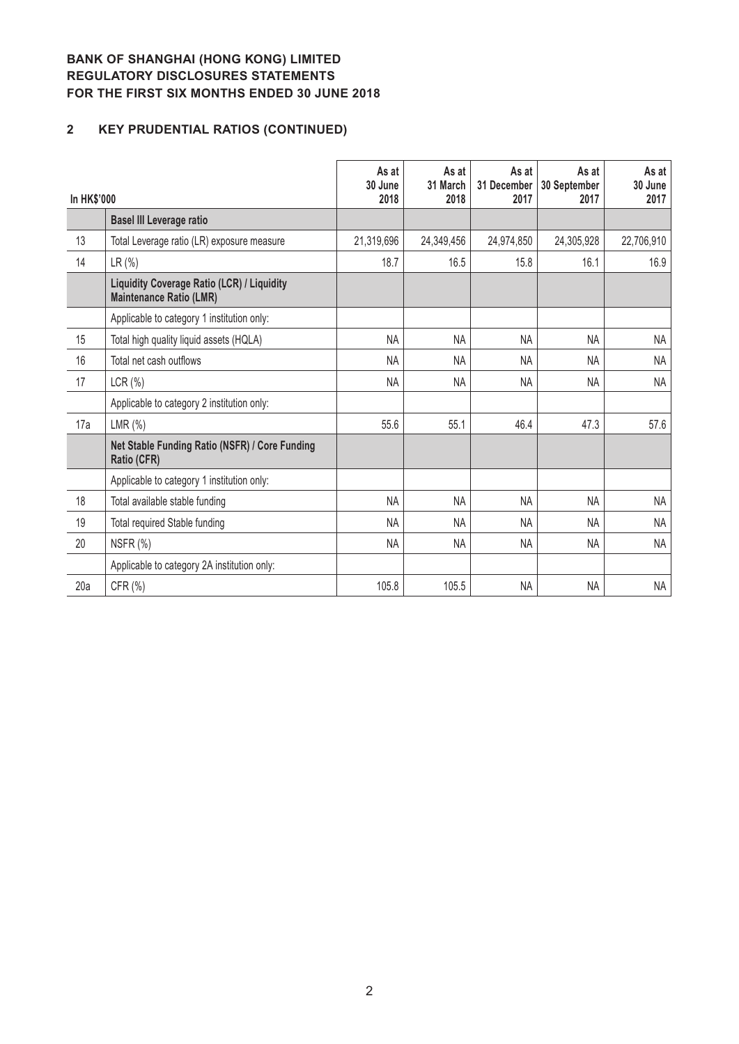**BANK OF SHANGHAI (HONG KONG) LIMITED**
**REGULATORY DISCLOSURES STATEMENTS**
**FOR THE FIRST SIX MONTHS ENDED 30 JUNE 2018**

## 2 KEY PRUDENTIAL RATIOS (CONTINUED)

| In HK$'000 | | As at 30 June 2018 | As at 31 March 2018 | As at 31 December 2017 | As at 30 September 2017 | As at 30 June 2017 |
|---|---|---|---|---|---|---|
| | **Basel III Leverage ratio** | | | | | |
| 13 | Total Leverage ratio (LR) exposure measure | 21,319,696 | 24,349,456 | 24,974,850 | 24,305,928 | 22,706,910 |
| 14 | LR (%) | 18.7 | 16.5 | 15.8 | 16.1 | 16.9 |
| | **Liquidity Coverage Ratio (LCR) / Liquidity Maintenance Ratio (LMR)** | | | | | |
| | Applicable to category 1 institution only: | | | | | |
| 15 | Total high quality liquid assets (HQLA) | NA | NA | NA | NA | NA |
| 16 | Total net cash outflows | NA | NA | NA | NA | NA |
| 17 | LCR (%) | NA | NA | NA | NA | NA |
| | Applicable to category 2 institution only: | | | | | |
| 17a | LMR (%) | 55.6 | 55.1 | 46.4 | 47.3 | 57.6 |
| | **Net Stable Funding Ratio (NSFR) / Core Funding Ratio (CFR)** | | | | | |
| | Applicable to category 1 institution only: | | | | | |
| 18 | Total available stable funding | NA | NA | NA | NA | NA |
| 19 | Total required Stable funding | NA | NA | NA | NA | NA |
| 20 | NSFR (%) | NA | NA | NA | NA | NA |
| | Applicable to category 2A institution only: | | | | | |
| 20a | CFR (%) | 105.8 | 105.5 | NA | NA | NA |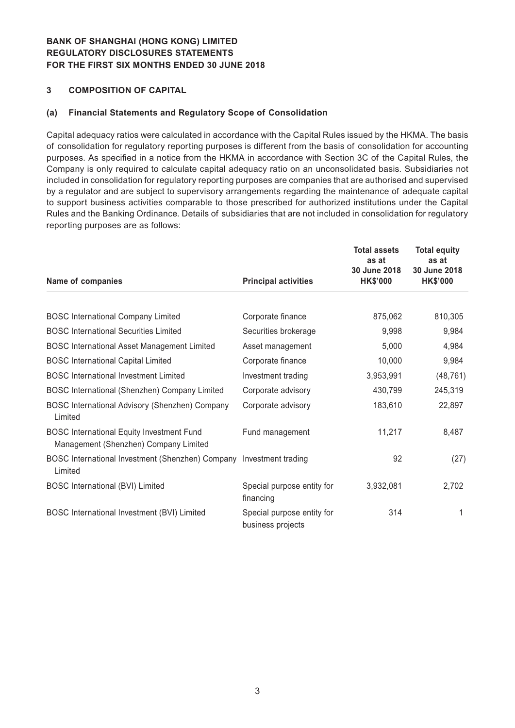## 3 COMPOSITION OF CAPITAL

### (a) Financial Statements and Regulatory Scope of Consolidation

Capital adequacy ratios were calculated in accordance with the Capital Rules issued by the HKMA. The basis of consolidation for regulatory reporting purposes is different from the basis of consolidation for accounting purposes. As specified in a notice from the HKMA in accordance with Section 3C of the Capital Rules, the Company is only required to calculate capital adequacy ratio on an unconsolidated basis. Subsidiaries not included in consolidation for regulatory reporting purposes are companies that are authorised and supervised by a regulator and are subject to supervisory arrangements regarding the maintenance of adequate capital to support business activities comparable to those prescribed for authorized institutions under the Capital Rules and the Banking Ordinance. Details of subsidiaries that are not included in consolidation for regulatory reporting purposes are as follows:

| Name of companies | Principal activities | Total assets as at 30 June 2018 HK$'000 | Total equity as at 30 June 2018 HK$'000 |
|---|---|---|---|
| BOSC International Company Limited | Corporate finance | 875,062 | 810,305 |
| BOSC International Securities Limited | Securities brokerage | 9,998 | 9,984 |
| BOSC International Asset Management Limited | Asset management | 5,000 | 4,984 |
| BOSC International Capital Limited | Corporate finance | 10,000 | 9,984 |
| BOSC International Investment Limited | Investment trading | 3,953,991 | (48,761) |
| BOSC International (Shenzhen) Company Limited | Corporate advisory | 430,799 | 245,319 |
| BOSC International Advisory (Shenzhen) Company Limited | Corporate advisory | 183,610 | 22,897 |
| BOSC International Equity Investment Fund Management (Shenzhen) Company Limited | Fund management | 11,217 | 8,487 |
| BOSC International Investment (Shenzhen) Company Limited | Investment trading | 92 | (27) |
| BOSC International (BVI) Limited | Special purpose entity for financing | 3,932,081 | 2,702 |
| BOSC International Investment (BVI) Limited | Special purpose entity for business projects | 314 | 1 |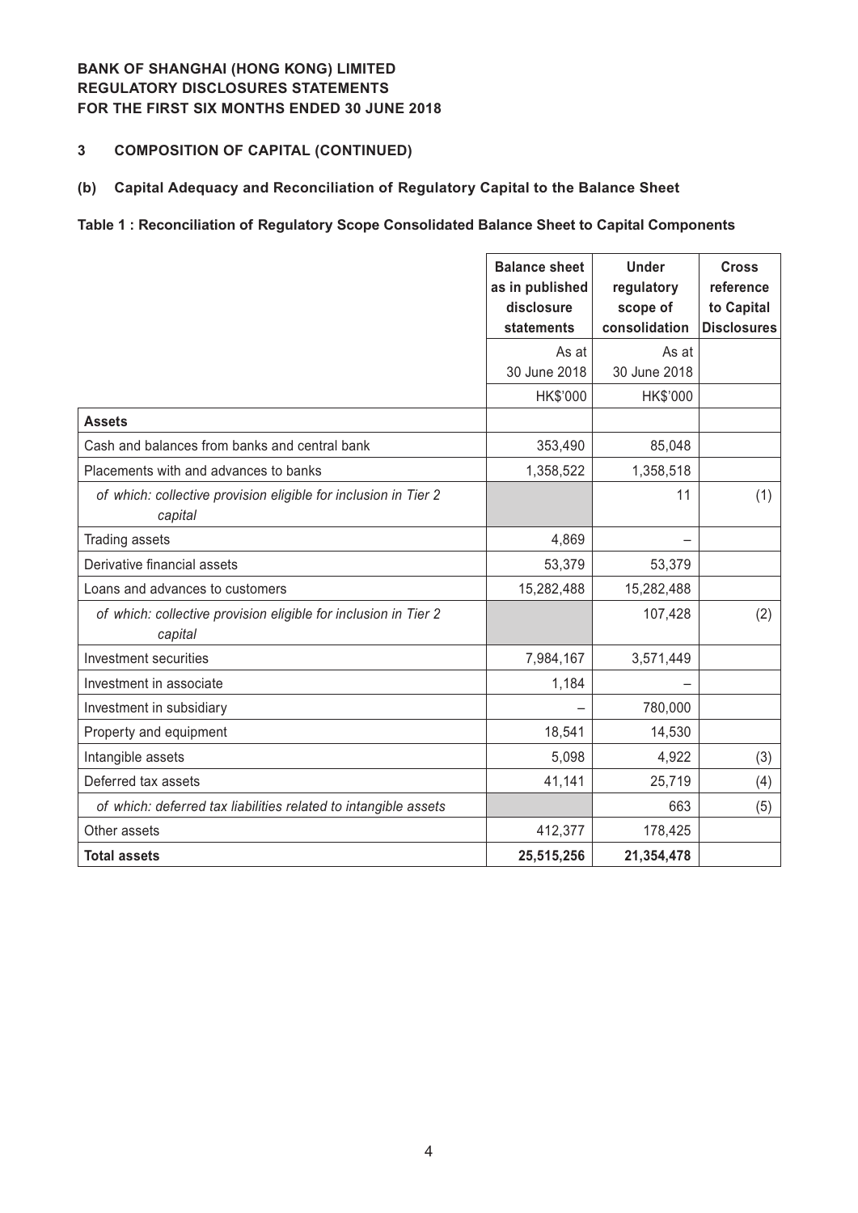**BANK OF SHANGHAI (HONG KONG) LIMITED**
**REGULATORY DISCLOSURES STATEMENTS**
**FOR THE FIRST SIX MONTHS ENDED 30 JUNE 2018**

## 3 COMPOSITION OF CAPITAL (CONTINUED)

### (b) Capital Adequacy and Reconciliation of Regulatory Capital to the Balance Sheet

**Table 1 : Reconciliation of Regulatory Scope Consolidated Balance Sheet to Capital Components**

| | Balance sheet as in published disclosure statements | Under regulatory scope of consolidation | Cross reference to Capital Disclosures |
|---|---|---|---|
| | As at 30 June 2018 | As at 30 June 2018 | |
| | HK$'000 | HK$'000 | |
| **Assets** | | | |
| Cash and balances from banks and central bank | 353,490 | 85,048 | |
| Placements with and advances to banks | 1,358,522 | 1,358,518 | |
| *of which: collective provision eligible for inclusion in Tier 2 capital* | | 11 | (1) |
| Trading assets | 4,869 | – | |
| Derivative financial assets | 53,379 | 53,379 | |
| Loans and advances to customers | 15,282,488 | 15,282,488 | |
| *of which: collective provision eligible for inclusion in Tier 2 capital* | | 107,428 | (2) |
| Investment securities | 7,984,167 | 3,571,449 | |
| Investment in associate | 1,184 | – | |
| Investment in subsidiary | – | 780,000 | |
| Property and equipment | 18,541 | 14,530 | |
| Intangible assets | 5,098 | 4,922 | (3) |
| Deferred tax assets | 41,141 | 25,719 | (4) |
| *of which: deferred tax liabilities related to intangible assets* | | 663 | (5) |
| Other assets | 412,377 | 178,425 | |
| **Total assets** | **25,515,256** | **21,354,478** | |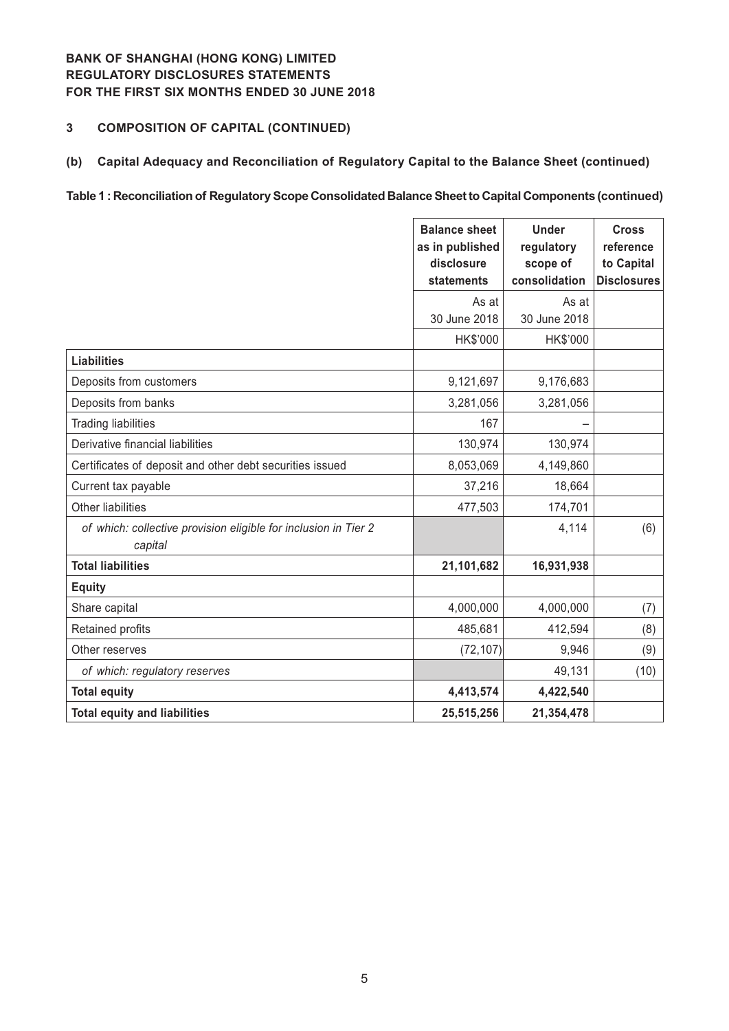**BANK OF SHANGHAI (HONG KONG) LIMITED**
**REGULATORY DISCLOSURES STATEMENTS**
**FOR THE FIRST SIX MONTHS ENDED 30 JUNE 2018**

## 3 COMPOSITION OF CAPITAL (CONTINUED)

### (b) Capital Adequacy and Reconciliation of Regulatory Capital to the Balance Sheet (continued)

**Table 1 : Reconciliation of Regulatory Scope Consolidated Balance Sheet to Capital Components (continued)**

| | Balance sheet as in published disclosure statements | Under regulatory scope of consolidation | Cross reference to Capital Disclosures |
|---|---|---|---|
| | As at 30 June 2018 | As at 30 June 2018 | |
| | HK$'000 | HK$'000 | |
| **Liabilities** | | | |
| Deposits from customers | 9,121,697 | 9,176,683 | |
| Deposits from banks | 3,281,056 | 3,281,056 | |
| Trading liabilities | 167 | – | |
| Derivative financial liabilities | 130,974 | 130,974 | |
| Certificates of deposit and other debt securities issued | 8,053,069 | 4,149,860 | |
| Current tax payable | 37,216 | 18,664 | |
| Other liabilities | 477,503 | 174,701 | |
| *of which: collective provision eligible for inclusion in Tier 2 capital* | | 4,114 | (6) |
| **Total liabilities** | **21,101,682** | **16,931,938** | |
| **Equity** | | | |
| Share capital | 4,000,000 | 4,000,000 | (7) |
| Retained profits | 485,681 | 412,594 | (8) |
| Other reserves | (72,107) | 9,946 | (9) |
| *of which: regulatory reserves* | | 49,131 | (10) |
| **Total equity** | **4,413,574** | **4,422,540** | |
| **Total equity and liabilities** | **25,515,256** | **21,354,478** | |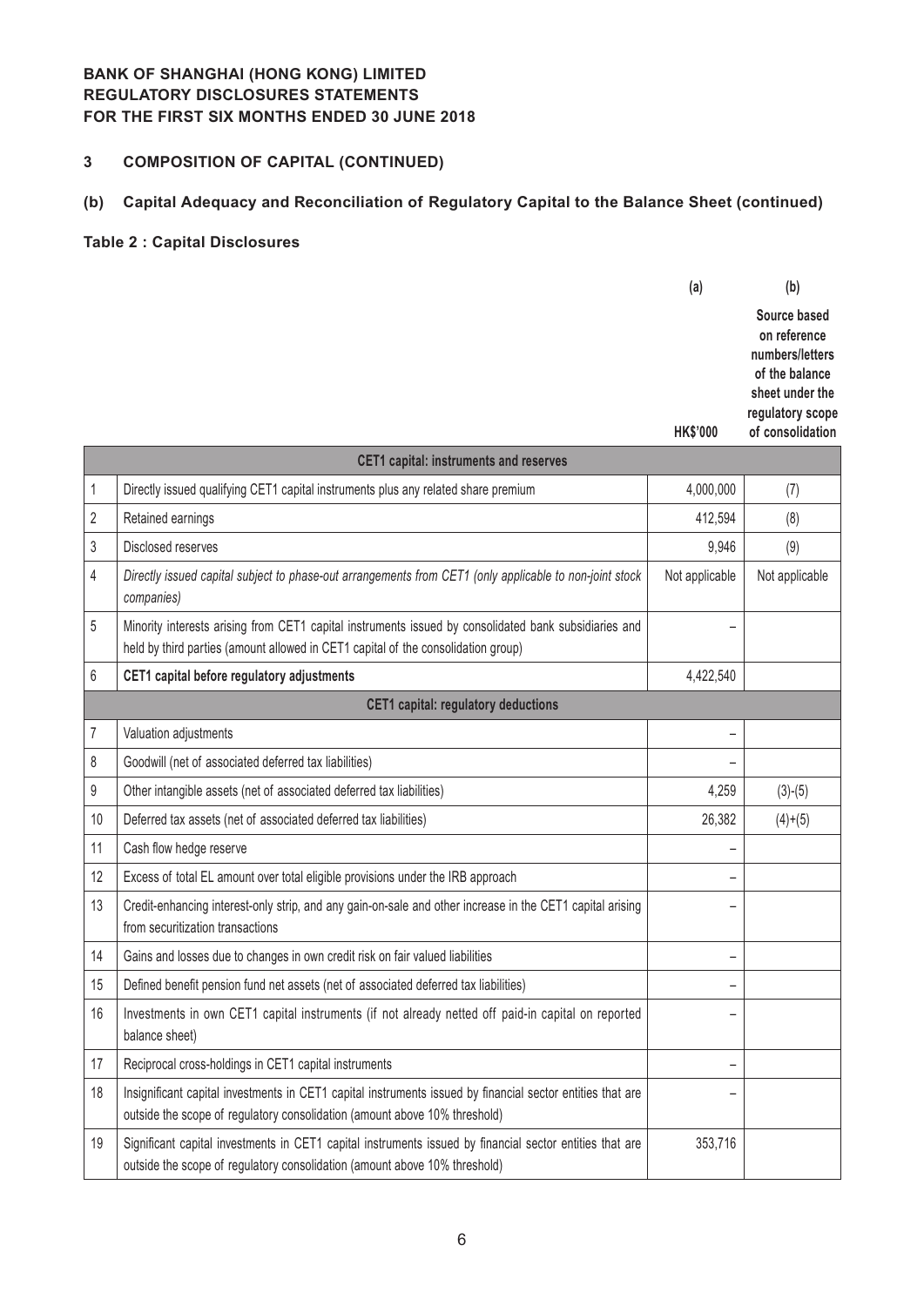**BANK OF SHANGHAI (HONG KONG) LIMITED**
**REGULATORY DISCLOSURES STATEMENTS**
**FOR THE FIRST SIX MONTHS ENDED 30 JUNE 2018**

## 3 COMPOSITION OF CAPITAL (CONTINUED)

### (b) Capital Adequacy and Reconciliation of Regulatory Capital to the Balance Sheet (continued)

**Table 2 : Capital Disclosures**

| | | (a) HK$'000 | (b) Source based on reference numbers/letters of the balance sheet under the regulatory scope of consolidation |
|---|---|---|---|
| | **CET1 capital: instruments and reserves** | | |
| 1 | Directly issued qualifying CET1 capital instruments plus any related share premium | 4,000,000 | (7) |
| 2 | Retained earnings | 412,594 | (8) |
| 3 | Disclosed reserves | 9,946 | (9) |
| 4 | *Directly issued capital subject to phase-out arrangements from CET1 (only applicable to non-joint stock companies)* | Not applicable | Not applicable |
| 5 | Minority interests arising from CET1 capital instruments issued by consolidated bank subsidiaries and held by third parties (amount allowed in CET1 capital of the consolidation group) | – | |
| 6 | **CET1 capital before regulatory adjustments** | 4,422,540 | |
| | **CET1 capital: regulatory deductions** | | |
| 7 | Valuation adjustments | – | |
| 8 | Goodwill (net of associated deferred tax liabilities) | – | |
| 9 | Other intangible assets (net of associated deferred tax liabilities) | 4,259 | (3)-(5) |
| 10 | Deferred tax assets (net of associated deferred tax liabilities) | 26,382 | (4)+(5) |
| 11 | Cash flow hedge reserve | – | |
| 12 | Excess of total EL amount over total eligible provisions under the IRB approach | – | |
| 13 | Credit-enhancing interest-only strip, and any gain-on-sale and other increase in the CET1 capital arising from securitization transactions | – | |
| 14 | Gains and losses due to changes in own credit risk on fair valued liabilities | – | |
| 15 | Defined benefit pension fund net assets (net of associated deferred tax liabilities) | – | |
| 16 | Investments in own CET1 capital instruments (if not already netted off paid-in capital on reported balance sheet) | – | |
| 17 | Reciprocal cross-holdings in CET1 capital instruments | – | |
| 18 | Insignificant capital investments in CET1 capital instruments issued by financial sector entities that are outside the scope of regulatory consolidation (amount above 10% threshold) | – | |
| 19 | Significant capital investments in CET1 capital instruments issued by financial sector entities that are outside the scope of regulatory consolidation (amount above 10% threshold) | 353,716 | |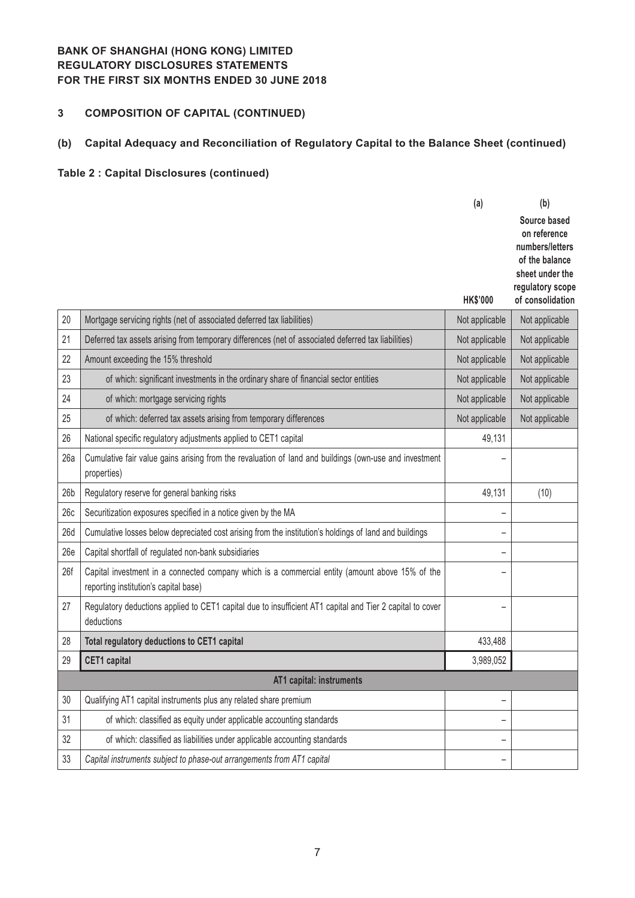**BANK OF SHANGHAI (HONG KONG) LIMITED**
**REGULATORY DISCLOSURES STATEMENTS**
**FOR THE FIRST SIX MONTHS ENDED 30 JUNE 2018**

## 3 COMPOSITION OF CAPITAL (CONTINUED)

### (b) Capital Adequacy and Reconciliation of Regulatory Capital to the Balance Sheet (continued)

#### Table 2 : Capital Disclosures (continued)

| | | (a) HK$'000 | (b) Source based on reference numbers/letters of the balance sheet under the regulatory scope of consolidation |
|---|---|---|---|
| 20 | Mortgage servicing rights (net of associated deferred tax liabilities) | Not applicable | Not applicable |
| 21 | Deferred tax assets arising from temporary differences (net of associated deferred tax liabilities) | Not applicable | Not applicable |
| 22 | Amount exceeding the 15% threshold | Not applicable | Not applicable |
| 23 | of which: significant investments in the ordinary share of financial sector entities | Not applicable | Not applicable |
| 24 | of which: mortgage servicing rights | Not applicable | Not applicable |
| 25 | of which: deferred tax assets arising from temporary differences | Not applicable | Not applicable |
| 26 | National specific regulatory adjustments applied to CET1 capital | 49,131 | |
| 26a | Cumulative fair value gains arising from the revaluation of land and buildings (own-use and investment properties) | – | |
| 26b | Regulatory reserve for general banking risks | 49,131 | (10) |
| 26c | Securitization exposures specified in a notice given by the MA | – | |
| 26d | Cumulative losses below depreciated cost arising from the institution's holdings of land and buildings | – | |
| 26e | Capital shortfall of regulated non-bank subsidiaries | – | |
| 26f | Capital investment in a connected company which is a commercial entity (amount above 15% of the reporting institution's capital base) | – | |
| 27 | Regulatory deductions applied to CET1 capital due to insufficient AT1 capital and Tier 2 capital to cover deductions | – | |
| 28 | **Total regulatory deductions to CET1 capital** | 433,488 | |
| 29 | **CET1 capital** | 3,989,052 | |
| | **AT1 capital: instruments** | | |
| 30 | Qualifying AT1 capital instruments plus any related share premium | – | |
| 31 | of which: classified as equity under applicable accounting standards | – | |
| 32 | of which: classified as liabilities under applicable accounting standards | – | |
| 33 | *Capital instruments subject to phase-out arrangements from AT1 capital* | – | |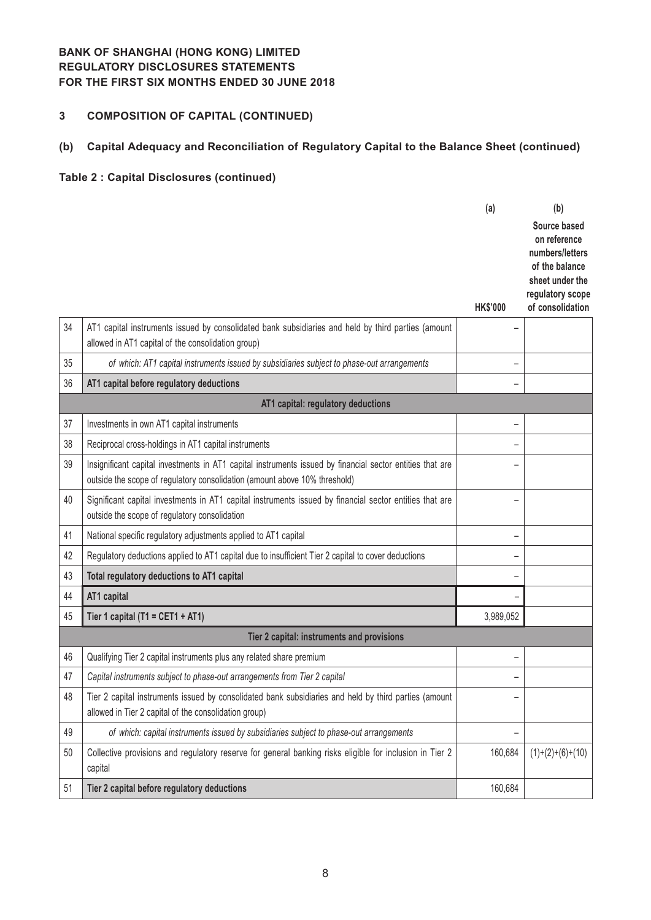**BANK OF SHANGHAI (HONG KONG) LIMITED**
**REGULATORY DISCLOSURES STATEMENTS**
**FOR THE FIRST SIX MONTHS ENDED 30 JUNE 2018**

## 3 COMPOSITION OF CAPITAL (CONTINUED)

### (b) Capital Adequacy and Reconciliation of Regulatory Capital to the Balance Sheet (continued)

#### Table 2 : Capital Disclosures (continued)

| | | (a) HK$'000 | (b) Source based on reference numbers/letters of the balance sheet under the regulatory scope of consolidation |
|---|---|---|---|
| 34 | AT1 capital instruments issued by consolidated bank subsidiaries and held by third parties (amount allowed in AT1 capital of the consolidation group) | – | |
| 35 | *of which: AT1 capital instruments issued by subsidiaries subject to phase-out arrangements* | – | |
| 36 | **AT1 capital before regulatory deductions** | – | |
| | **AT1 capital: regulatory deductions** | | |
| 37 | Investments in own AT1 capital instruments | – | |
| 38 | Reciprocal cross-holdings in AT1 capital instruments | – | |
| 39 | Insignificant capital investments in AT1 capital instruments issued by financial sector entities that are outside the scope of regulatory consolidation (amount above 10% threshold) | – | |
| 40 | Significant capital investments in AT1 capital instruments issued by financial sector entities that are outside the scope of regulatory consolidation | – | |
| 41 | National specific regulatory adjustments applied to AT1 capital | – | |
| 42 | Regulatory deductions applied to AT1 capital due to insufficient Tier 2 capital to cover deductions | – | |
| 43 | **Total regulatory deductions to AT1 capital** | – | |
| 44 | **AT1 capital** | – | |
| 45 | **Tier 1 capital (T1 = CET1 + AT1)** | 3,989,052 | |
| | **Tier 2 capital: instruments and provisions** | | |
| 46 | Qualifying Tier 2 capital instruments plus any related share premium | – | |
| 47 | *Capital instruments subject to phase-out arrangements from Tier 2 capital* | – | |
| 48 | Tier 2 capital instruments issued by consolidated bank subsidiaries and held by third parties (amount allowed in Tier 2 capital of the consolidation group) | – | |
| 49 | *of which: capital instruments issued by subsidiaries subject to phase-out arrangements* | – | |
| 50 | Collective provisions and regulatory reserve for general banking risks eligible for inclusion in Tier 2 capital | 160,684 | (1)+(2)+(6)+(10) |
| 51 | **Tier 2 capital before regulatory deductions** | 160,684 | |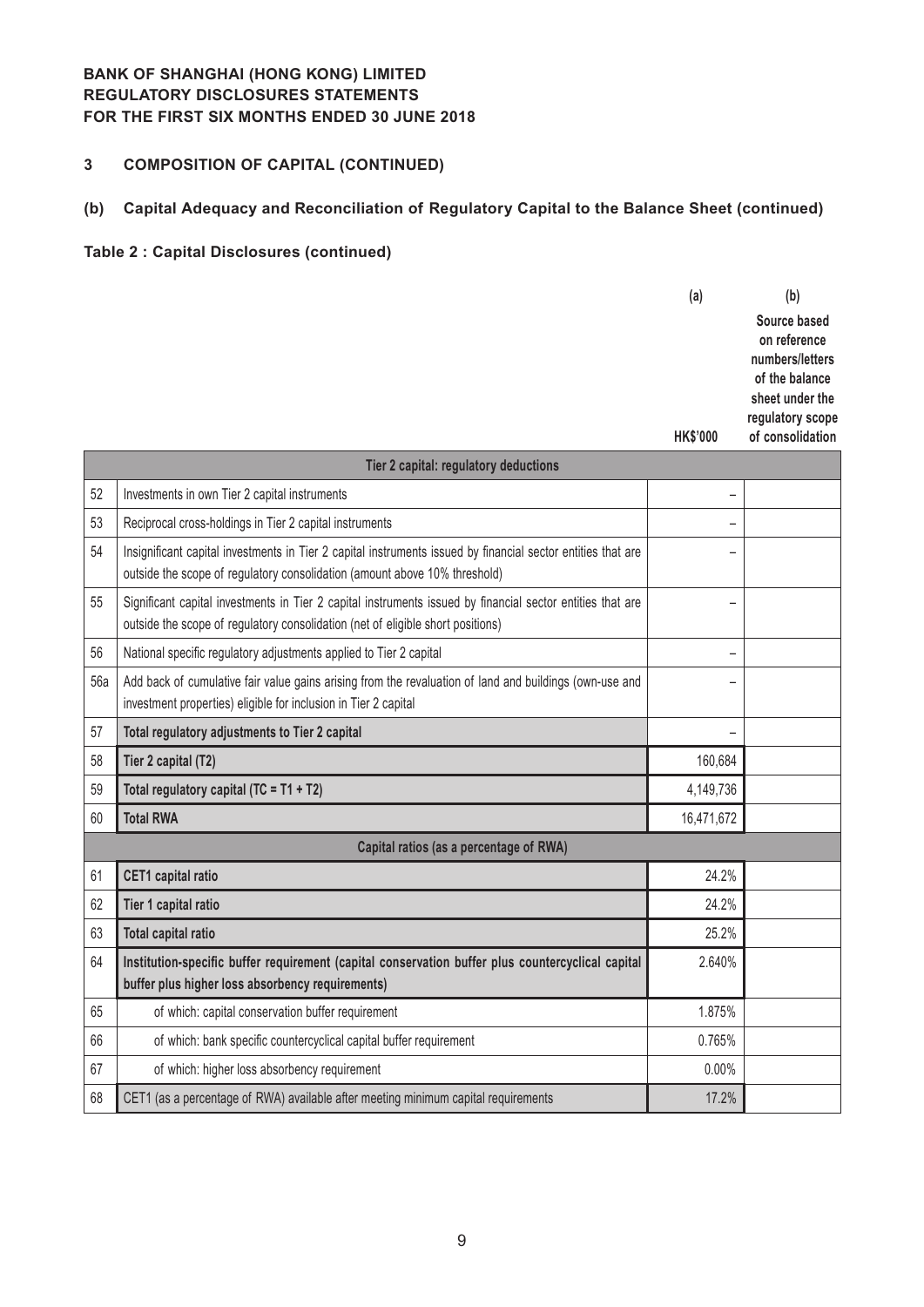**BANK OF SHANGHAI (HONG KONG) LIMITED**
**REGULATORY DISCLOSURES STATEMENTS**
**FOR THE FIRST SIX MONTHS ENDED 30 JUNE 2018**

## 3 COMPOSITION OF CAPITAL (CONTINUED)

### (b) Capital Adequacy and Reconciliation of Regulatory Capital to the Balance Sheet (continued)

**Table 2 : Capital Disclosures (continued)**

| | | (a)<br>HK$'000 | (b)<br>Source based on reference numbers/letters of the balance sheet under the regulatory scope of consolidation |
|---|---|---|---|
| | **Tier 2 capital: regulatory deductions** | | |
| 52 | Investments in own Tier 2 capital instruments | – | |
| 53 | Reciprocal cross-holdings in Tier 2 capital instruments | – | |
| 54 | Insignificant capital investments in Tier 2 capital instruments issued by financial sector entities that are outside the scope of regulatory consolidation (amount above 10% threshold) | – | |
| 55 | Significant capital investments in Tier 2 capital instruments issued by financial sector entities that are outside the scope of regulatory consolidation (net of eligible short positions) | – | |
| 56 | National specific regulatory adjustments applied to Tier 2 capital | – | |
| 56a | Add back of cumulative fair value gains arising from the revaluation of land and buildings (own-use and investment properties) eligible for inclusion in Tier 2 capital | – | |
| 57 | **Total regulatory adjustments to Tier 2 capital** | – | |
| 58 | **Tier 2 capital (T2)** | 160,684 | |
| 59 | **Total regulatory capital (TC = T1 + T2)** | 4,149,736 | |
| 60 | **Total RWA** | 16,471,672 | |
| | **Capital ratios (as a percentage of RWA)** | | |
| 61 | **CET1 capital ratio** | 24.2% | |
| 62 | **Tier 1 capital ratio** | 24.2% | |
| 63 | **Total capital ratio** | 25.2% | |
| 64 | **Institution-specific buffer requirement (capital conservation buffer plus countercyclical capital buffer plus higher loss absorbency requirements)** | 2.640% | |
| 65 | of which: capital conservation buffer requirement | 1.875% | |
| 66 | of which: bank specific countercyclical capital buffer requirement | 0.765% | |
| 67 | of which: higher loss absorbency requirement | 0.00% | |
| 68 | CET1 (as a percentage of RWA) available after meeting minimum capital requirements | 17.2% | |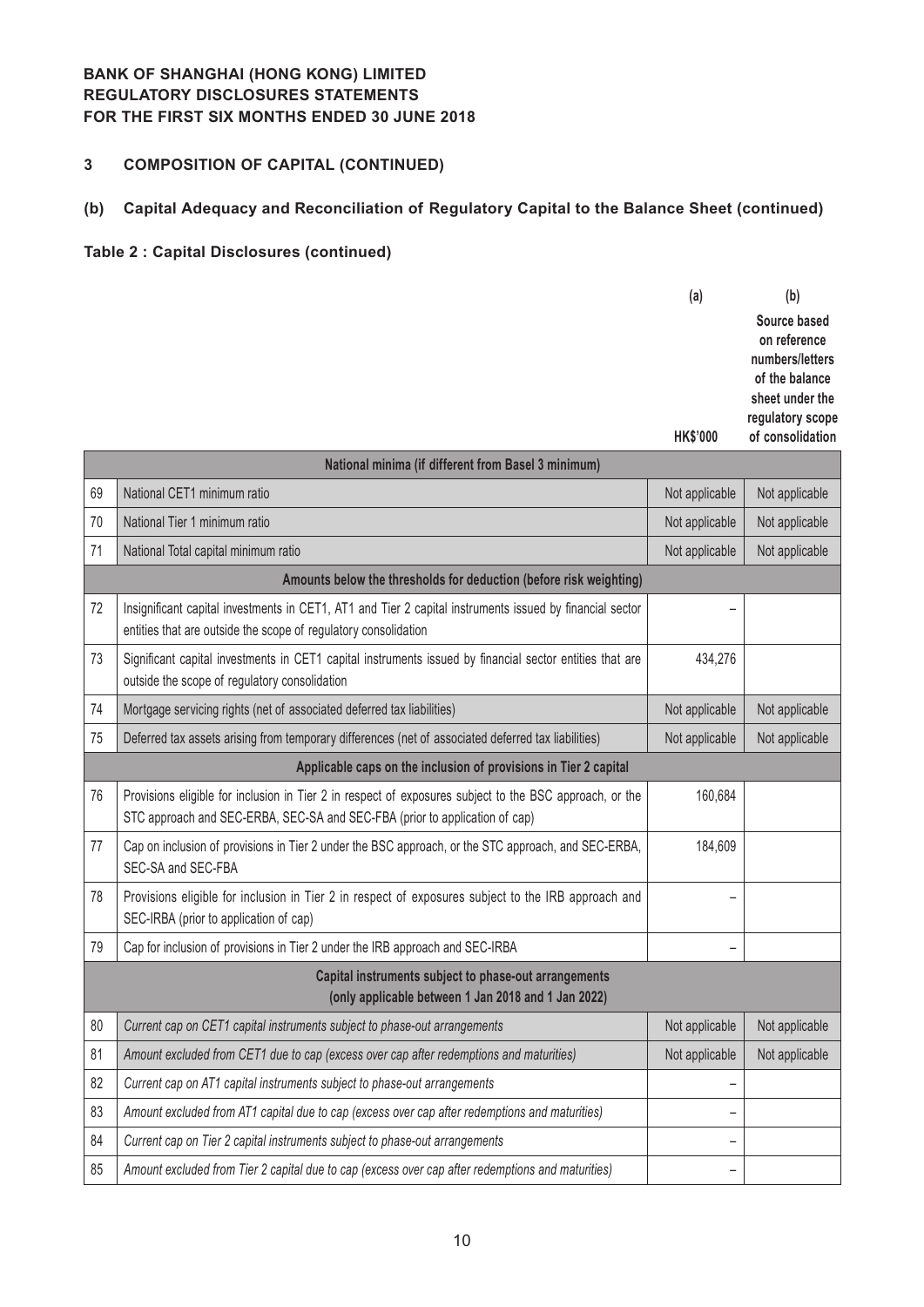**BANK OF SHANGHAI (HONG KONG) LIMITED**
**REGULATORY DISCLOSURES STATEMENTS**
**FOR THE FIRST SIX MONTHS ENDED 30 JUNE 2018**

## 3 COMPOSITION OF CAPITAL (CONTINUED)

### (b) Capital Adequacy and Reconciliation of Regulatory Capital to the Balance Sheet (continued)

#### Table 2 : Capital Disclosures (continued)

| | | (a) HK$'000 | (b) Source based on reference numbers/letters of the balance sheet under the regulatory scope of consolidation |
|---|---|---|---|
| | **National minima (if different from Basel 3 minimum)** | | |
| 69 | National CET1 minimum ratio | Not applicable | Not applicable |
| 70 | National Tier 1 minimum ratio | Not applicable | Not applicable |
| 71 | National Total capital minimum ratio | Not applicable | Not applicable |
| | **Amounts below the thresholds for deduction (before risk weighting)** | | |
| 72 | Insignificant capital investments in CET1, AT1 and Tier 2 capital instruments issued by financial sector entities that are outside the scope of regulatory consolidation | – | |
| 73 | Significant capital investments in CET1 capital instruments issued by financial sector entities that are outside the scope of regulatory consolidation | 434,276 | |
| 74 | Mortgage servicing rights (net of associated deferred tax liabilities) | Not applicable | Not applicable |
| 75 | Deferred tax assets arising from temporary differences (net of associated deferred tax liabilities) | Not applicable | Not applicable |
| | **Applicable caps on the inclusion of provisions in Tier 2 capital** | | |
| 76 | Provisions eligible for inclusion in Tier 2 in respect of exposures subject to the BSC approach, or the STC approach and SEC-ERBA, SEC-SA and SEC-FBA (prior to application of cap) | 160,684 | |
| 77 | Cap on inclusion of provisions in Tier 2 under the BSC approach, or the STC approach, and SEC-ERBA, SEC-SA and SEC-FBA | 184,609 | |
| 78 | Provisions eligible for inclusion in Tier 2 in respect of exposures subject to the IRB approach and SEC-IRBA (prior to application of cap) | – | |
| 79 | Cap for inclusion of provisions in Tier 2 under the IRB approach and SEC-IRBA | – | |
| | **Capital instruments subject to phase-out arrangements (only applicable between 1 Jan 2018 and 1 Jan 2022)** | | |
| 80 | *Current cap on CET1 capital instruments subject to phase-out arrangements* | Not applicable | Not applicable |
| 81 | *Amount excluded from CET1 due to cap (excess over cap after redemptions and maturities)* | Not applicable | Not applicable |
| 82 | *Current cap on AT1 capital instruments subject to phase-out arrangements* | – | |
| 83 | *Amount excluded from AT1 capital due to cap (excess over cap after redemptions and maturities)* | – | |
| 84 | *Current cap on Tier 2 capital instruments subject to phase-out arrangements* | – | |
| 85 | *Amount excluded from Tier 2 capital due to cap (excess over cap after redemptions and maturities)* | – | |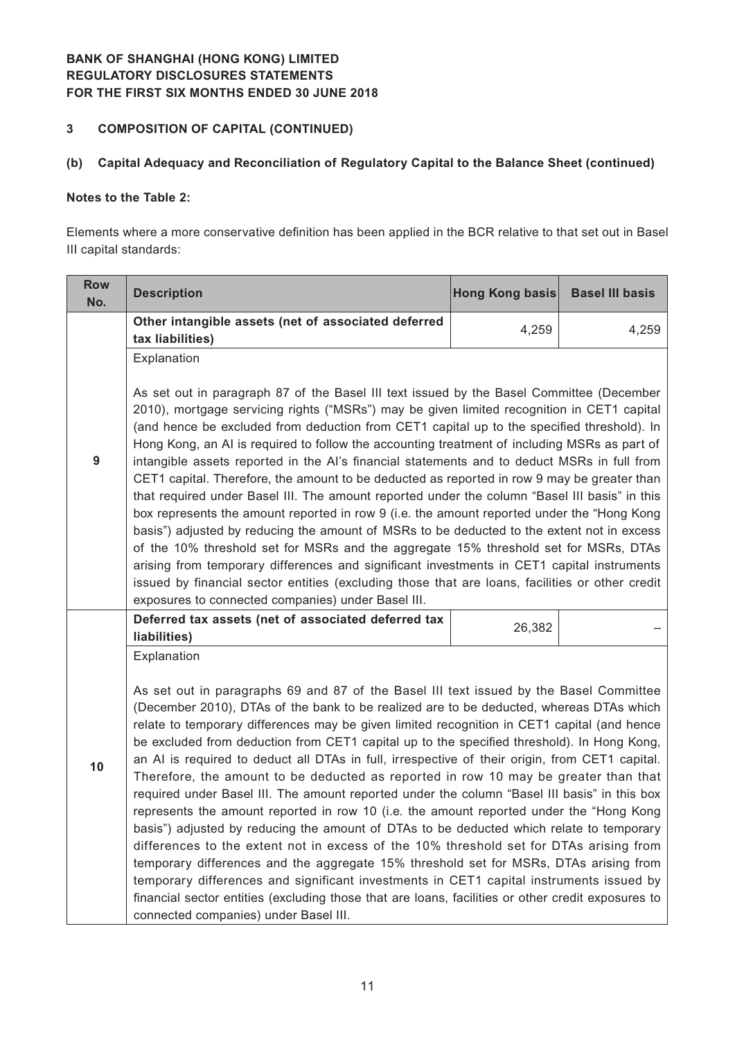**BANK OF SHANGHAI (HONG KONG) LIMITED**
**REGULATORY DISCLOSURES STATEMENTS**
**FOR THE FIRST SIX MONTHS ENDED 30 JUNE 2018**

## 3 COMPOSITION OF CAPITAL (CONTINUED)

### (b) Capital Adequacy and Reconciliation of Regulatory Capital to the Balance Sheet (continued)

**Notes to the Table 2:**

Elements where a more conservative definition has been applied in the BCR relative to that set out in Basel III capital standards:

| Row No. | Description | Hong Kong basis | Basel III basis |
|---|---|---|---|
| 9 | **Other intangible assets (net of associated deferred tax liabilities)** | 4,259 | 4,259 |
| | Explanation<br><br>As set out in paragraph 87 of the Basel III text issued by the Basel Committee (December 2010), mortgage servicing rights ("MSRs") may be given limited recognition in CET1 capital (and hence be excluded from deduction from CET1 capital up to the specified threshold). In Hong Kong, an AI is required to follow the accounting treatment of including MSRs as part of intangible assets reported in the AI's financial statements and to deduct MSRs in full from CET1 capital. Therefore, the amount to be deducted as reported in row 9 may be greater than that required under Basel III. The amount reported under the column "Basel III basis" in this box represents the amount reported in row 9 (i.e. the amount reported under the "Hong Kong basis") adjusted by reducing the amount of MSRs to be deducted to the extent not in excess of the 10% threshold set for MSRs and the aggregate 15% threshold set for MSRs, DTAs arising from temporary differences and significant investments in CET1 capital instruments issued by financial sector entities (excluding those that are loans, facilities or other credit exposures to connected companies) under Basel III. | | |
| 10 | **Deferred tax assets (net of associated deferred tax liabilities)** | 26,382 | – |
| | Explanation<br><br>As set out in paragraphs 69 and 87 of the Basel III text issued by the Basel Committee (December 2010), DTAs of the bank to be realized are to be deducted, whereas DTAs which relate to temporary differences may be given limited recognition in CET1 capital (and hence be excluded from deduction from CET1 capital up to the specified threshold). In Hong Kong, an AI is required to deduct all DTAs in full, irrespective of their origin, from CET1 capital. Therefore, the amount to be deducted as reported in row 10 may be greater than that required under Basel III. The amount reported under the column "Basel III basis" in this box represents the amount reported in row 10 (i.e. the amount reported under the "Hong Kong basis") adjusted by reducing the amount of DTAs to be deducted which relate to temporary differences to the extent not in excess of the 10% threshold set for DTAs arising from temporary differences and the aggregate 15% threshold set for MSRs, DTAs arising from temporary differences and significant investments in CET1 capital instruments issued by financial sector entities (excluding those that are loans, facilities or other credit exposures to connected companies) under Basel III. | | |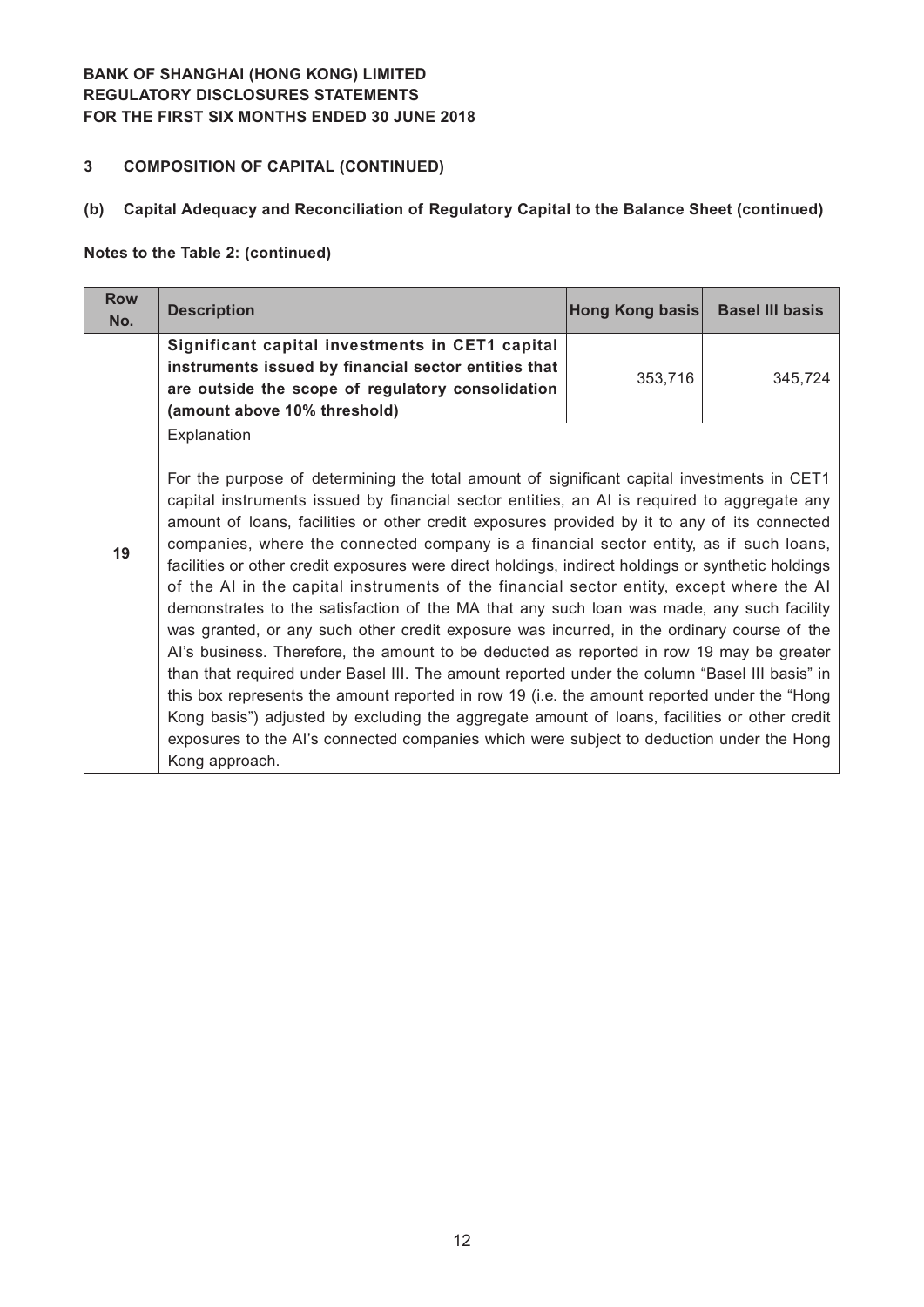BANK OF SHANGHAI (HONG KONG) LIMITED
REGULATORY DISCLOSURES STATEMENTS
FOR THE FIRST SIX MONTHS ENDED 30 JUNE 2018

## 3 COMPOSITION OF CAPITAL (CONTINUED)

### (b) Capital Adequacy and Reconciliation of Regulatory Capital to the Balance Sheet (continued)

**Notes to the Table 2: (continued)**

| Row No. | Description | Hong Kong basis | Basel III basis |
|---|---|---|---|
| 19 | **Significant capital investments in CET1 capital instruments issued by financial sector entities that are outside the scope of regulatory consolidation (amount above 10% threshold)** | 353,716 | 345,724 |
| | Explanation<br><br>For the purpose of determining the total amount of significant capital investments in CET1 capital instruments issued by financial sector entities, an AI is required to aggregate any amount of loans, facilities or other credit exposures provided by it to any of its connected companies, where the connected company is a financial sector entity, as if such loans, facilities or other credit exposures were direct holdings, indirect holdings or synthetic holdings of the AI in the capital instruments of the financial sector entity, except where the AI demonstrates to the satisfaction of the MA that any such loan was made, any such facility was granted, or any such other credit exposure was incurred, in the ordinary course of the AI's business. Therefore, the amount to be deducted as reported in row 19 may be greater than that required under Basel III. The amount reported under the column "Basel III basis" in this box represents the amount reported in row 19 (i.e. the amount reported under the "Hong Kong basis") adjusted by excluding the aggregate amount of loans, facilities or other credit exposures to the AI's connected companies which were subject to deduction under the Hong Kong approach. | | |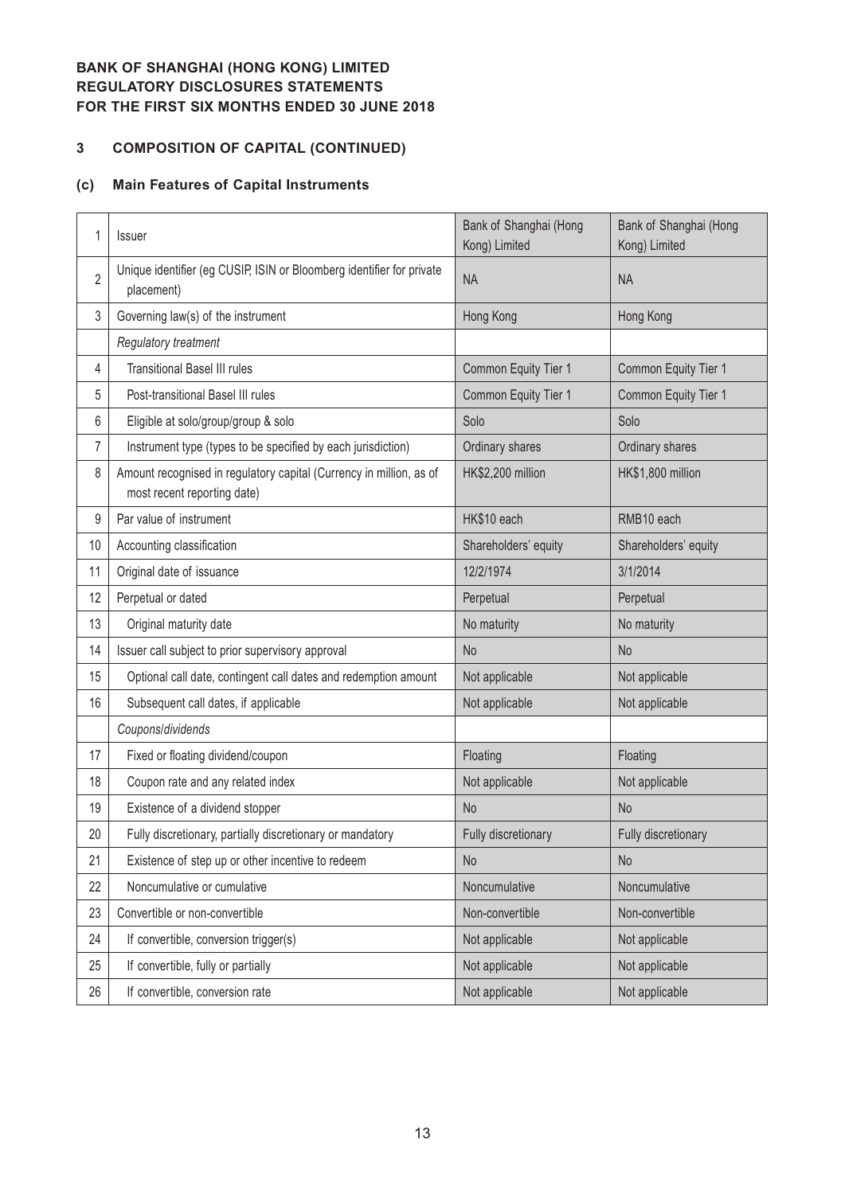## 3 COMPOSITION OF CAPITAL (CONTINUED)

### (c) Main Features of Capital Instruments

| | | | |
|---|---|---|---|
| 1 | Issuer | Bank of Shanghai (Hong Kong) Limited | Bank of Shanghai (Hong Kong) Limited |
| 2 | Unique identifier (eg CUSIP, ISIN or Bloomberg identifier for private placement) | NA | NA |
| 3 | Governing law(s) of the instrument | Hong Kong | Hong Kong |
| | *Regulatory treatment* | | |
| 4 | Transitional Basel III rules | Common Equity Tier 1 | Common Equity Tier 1 |
| 5 | Post-transitional Basel III rules | Common Equity Tier 1 | Common Equity Tier 1 |
| 6 | Eligible at solo/group/group & solo | Solo | Solo |
| 7 | Instrument type (types to be specified by each jurisdiction) | Ordinary shares | Ordinary shares |
| 8 | Amount recognised in regulatory capital (Currency in million, as of most recent reporting date) | HK$2,200 million | HK$1,800 million |
| 9 | Par value of instrument | HK$10 each | RMB10 each |
| 10 | Accounting classification | Shareholders' equity | Shareholders' equity |
| 11 | Original date of issuance | 12/2/1974 | 3/1/2014 |
| 12 | Perpetual or dated | Perpetual | Perpetual |
| 13 | Original maturity date | No maturity | No maturity |
| 14 | Issuer call subject to prior supervisory approval | No | No |
| 15 | Optional call date, contingent call dates and redemption amount | Not applicable | Not applicable |
| 16 | Subsequent call dates, if applicable | Not applicable | Not applicable |
| | *Coupons/dividends* | | |
| 17 | Fixed or floating dividend/coupon | Floating | Floating |
| 18 | Coupon rate and any related index | Not applicable | Not applicable |
| 19 | Existence of a dividend stopper | No | No |
| 20 | Fully discretionary, partially discretionary or mandatory | Fully discretionary | Fully discretionary |
| 21 | Existence of step up or other incentive to redeem | No | No |
| 22 | Noncumulative or cumulative | Noncumulative | Noncumulative |
| 23 | Convertible or non-convertible | Non-convertible | Non-convertible |
| 24 | If convertible, conversion trigger(s) | Not applicable | Not applicable |
| 25 | If convertible, fully or partially | Not applicable | Not applicable |
| 26 | If convertible, conversion rate | Not applicable | Not applicable |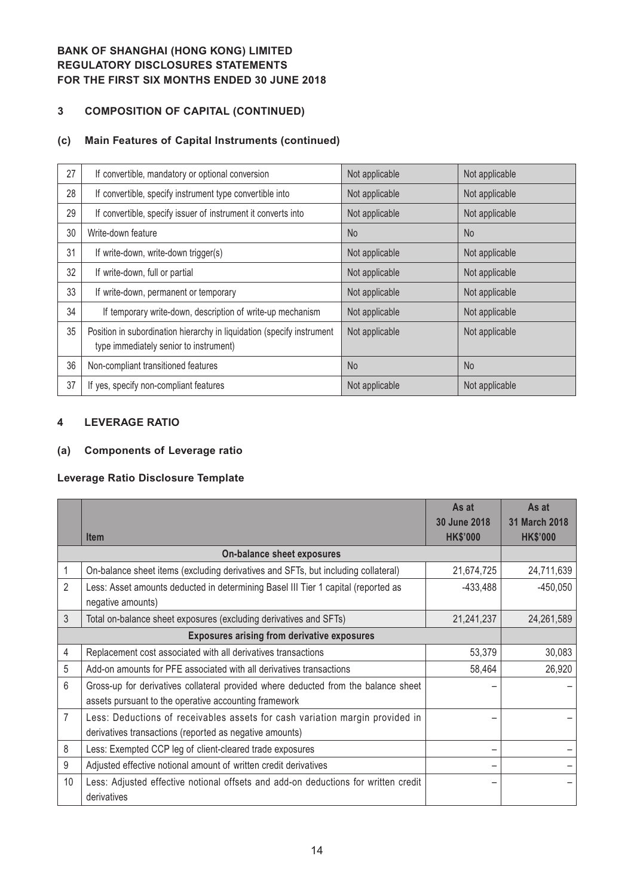## 3 COMPOSITION OF CAPITAL (CONTINUED)

### (c) Main Features of Capital Instruments (continued)

| | | | |
|---|---|---|---|
| 27 | If convertible, mandatory or optional conversion | Not applicable | Not applicable |
| 28 | If convertible, specify instrument type convertible into | Not applicable | Not applicable |
| 29 | If convertible, specify issuer of instrument it converts into | Not applicable | Not applicable |
| 30 | Write-down feature | No | No |
| 31 | If write-down, write-down trigger(s) | Not applicable | Not applicable |
| 32 | If write-down, full or partial | Not applicable | Not applicable |
| 33 | If write-down, permanent or temporary | Not applicable | Not applicable |
| 34 | If temporary write-down, description of write-up mechanism | Not applicable | Not applicable |
| 35 | Position in subordination hierarchy in liquidation (specify instrument type immediately senior to instrument) | Not applicable | Not applicable |
| 36 | Non-compliant transitioned features | No | No |
| 37 | If yes, specify non-compliant features | Not applicable | Not applicable |

## 4 LEVERAGE RATIO

### (a) Components of Leverage ratio

**Leverage Ratio Disclosure Template**

| | Item | As at 30 June 2018 HK$'000 | As at 31 March 2018 HK$'000 |
|---|---|---|---|
| | **On-balance sheet exposures** | | |
| 1 | On-balance sheet items (excluding derivatives and SFTs, but including collateral) | 21,674,725 | 24,711,639 |
| 2 | Less: Asset amounts deducted in determining Basel III Tier 1 capital (reported as negative amounts) | -433,488 | -450,050 |
| 3 | Total on-balance sheet exposures (excluding derivatives and SFTs) | 21,241,237 | 24,261,589 |
| | **Exposures arising from derivative exposures** | | |
| 4 | Replacement cost associated with all derivatives transactions | 53,379 | 30,083 |
| 5 | Add-on amounts for PFE associated with all derivatives transactions | 58,464 | 26,920 |
| 6 | Gross-up for derivatives collateral provided where deducted from the balance sheet assets pursuant to the operative accounting framework | – | – |
| 7 | Less: Deductions of receivables assets for cash variation margin provided in derivatives transactions (reported as negative amounts) | – | – |
| 8 | Less: Exempted CCP leg of client-cleared trade exposures | – | – |
| 9 | Adjusted effective notional amount of written credit derivatives | – | – |
| 10 | Less: Adjusted effective notional offsets and add-on deductions for written credit derivatives | – | – |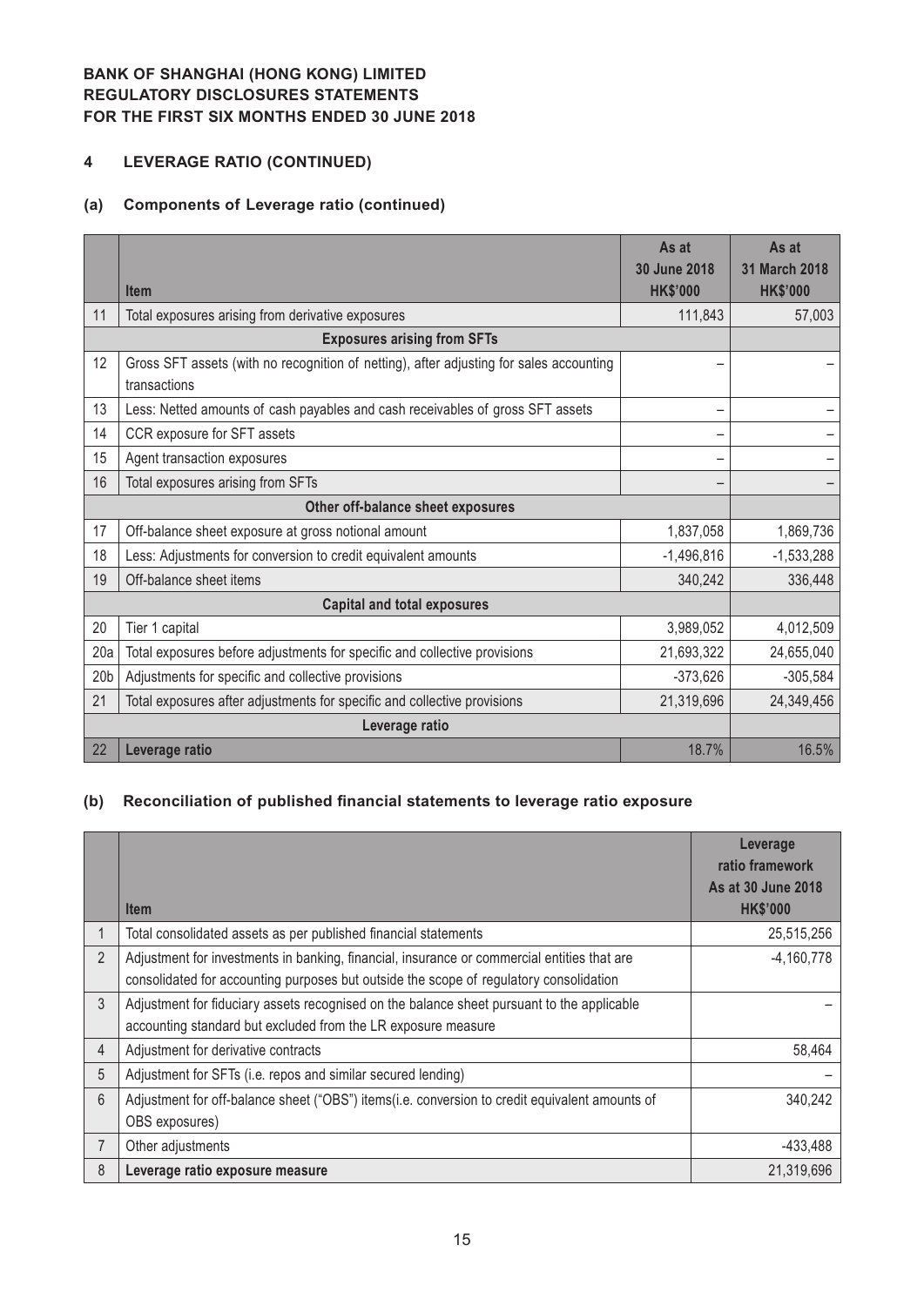**BANK OF SHANGHAI (HONG KONG) LIMITED**
**REGULATORY DISCLOSURES STATEMENTS**
**FOR THE FIRST SIX MONTHS ENDED 30 JUNE 2018**

## 4 LEVERAGE RATIO (CONTINUED)

### (a) Components of Leverage ratio (continued)

| | Item | As at 30 June 2018 HK$'000 | As at 31 March 2018 HK$'000 |
|---|---|---|---|
| 11 | Total exposures arising from derivative exposures | 111,843 | 57,003 |
| | **Exposures arising from SFTs** | | |
| 12 | Gross SFT assets (with no recognition of netting), after adjusting for sales accounting transactions | – | – |
| 13 | Less: Netted amounts of cash payables and cash receivables of gross SFT assets | – | – |
| 14 | CCR exposure for SFT assets | – | – |
| 15 | Agent transaction exposures | – | – |
| 16 | Total exposures arising from SFTs | – | – |
| | **Other off-balance sheet exposures** | | |
| 17 | Off-balance sheet exposure at gross notional amount | 1,837,058 | 1,869,736 |
| 18 | Less: Adjustments for conversion to credit equivalent amounts | -1,496,816 | -1,533,288 |
| 19 | Off-balance sheet items | 340,242 | 336,448 |
| | **Capital and total exposures** | | |
| 20 | Tier 1 capital | 3,989,052 | 4,012,509 |
| 20a | Total exposures before adjustments for specific and collective provisions | 21,693,322 | 24,655,040 |
| 20b | Adjustments for specific and collective provisions | -373,626 | -305,584 |
| 21 | Total exposures after adjustments for specific and collective provisions | 21,319,696 | 24,349,456 |
| | **Leverage ratio** | | |
| 22 | **Leverage ratio** | 18.7% | 16.5% |

### (b) Reconciliation of published financial statements to leverage ratio exposure

| | Item | Leverage ratio framework As at 30 June 2018 HK$'000 |
|---|---|---|
| 1 | Total consolidated assets as per published financial statements | 25,515,256 |
| 2 | Adjustment for investments in banking, financial, insurance or commercial entities that are consolidated for accounting purposes but outside the scope of regulatory consolidation | -4,160,778 |
| 3 | Adjustment for fiduciary assets recognised on the balance sheet pursuant to the applicable accounting standard but excluded from the LR exposure measure | – |
| 4 | Adjustment for derivative contracts | 58,464 |
| 5 | Adjustment for SFTs (i.e. repos and similar secured lending) | – |
| 6 | Adjustment for off-balance sheet ("OBS") items(i.e. conversion to credit equivalent amounts of OBS exposures) | 340,242 |
| 7 | Other adjustments | -433,488 |
| 8 | **Leverage ratio exposure measure** | 21,319,696 |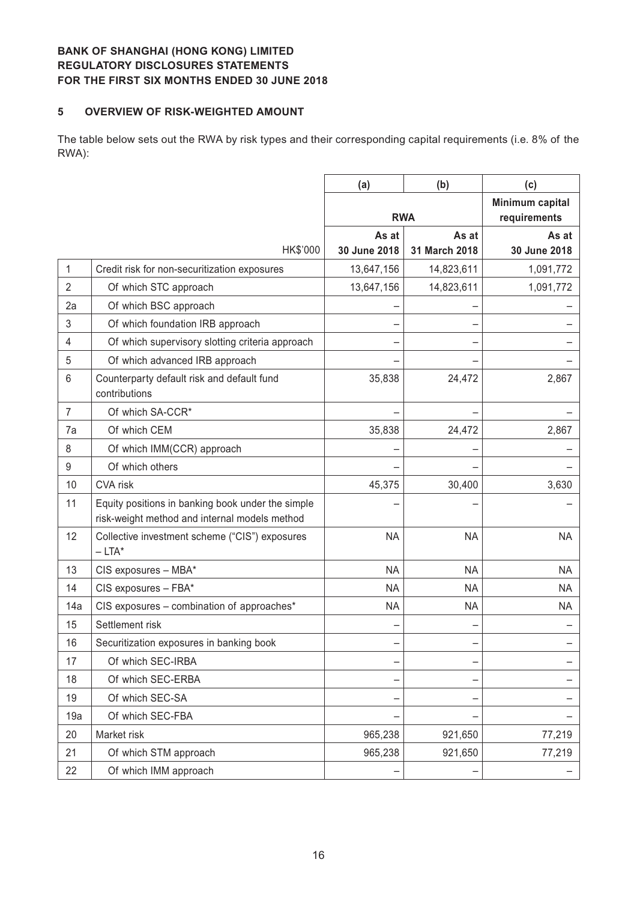**BANK OF SHANGHAI (HONG KONG) LIMITED**
**REGULATORY DISCLOSURES STATEMENTS**
**FOR THE FIRST SIX MONTHS ENDED 30 JUNE 2018**

## 5 OVERVIEW OF RISK-WEIGHTED AMOUNT

The table below sets out the RWA by risk types and their corresponding capital requirements (i.e. 8% of the RWA):

| | | (a) | (b) | (c) |
|---|---|---|---|---|
| | | RWA | | Minimum capital requirements |
| | HK$'000 | As at 30 June 2018 | As at 31 March 2018 | As at 30 June 2018 |
| 1 | Credit risk for non-securitization exposures | 13,647,156 | 14,823,611 | 1,091,772 |
| 2 | Of which STC approach | 13,647,156 | 14,823,611 | 1,091,772 |
| 2a | Of which BSC approach | – | – | – |
| 3 | Of which foundation IRB approach | – | – | – |
| 4 | Of which supervisory slotting criteria approach | – | – | – |
| 5 | Of which advanced IRB approach | – | – | – |
| 6 | Counterparty default risk and default fund contributions | 35,838 | 24,472 | 2,867 |
| 7 | Of which SA-CCR* | – | – | – |
| 7a | Of which CEM | 35,838 | 24,472 | 2,867 |
| 8 | Of which IMM(CCR) approach | – | – | – |
| 9 | Of which others | – | – | – |
| 10 | CVA risk | 45,375 | 30,400 | 3,630 |
| 11 | Equity positions in banking book under the simple risk-weight method and internal models method | – | – | – |
| 12 | Collective investment scheme ("CIS") exposures – LTA* | NA | NA | NA |
| 13 | CIS exposures – MBA* | NA | NA | NA |
| 14 | CIS exposures – FBA* | NA | NA | NA |
| 14a | CIS exposures – combination of approaches* | NA | NA | NA |
| 15 | Settlement risk | – | – | – |
| 16 | Securitization exposures in banking book | – | – | – |
| 17 | Of which SEC-IRBA | – | – | – |
| 18 | Of which SEC-ERBA | – | – | – |
| 19 | Of which SEC-SA | – | – | – |
| 19a | Of which SEC-FBA | – | – | – |
| 20 | Market risk | 965,238 | 921,650 | 77,219 |
| 21 | Of which STM approach | 965,238 | 921,650 | 77,219 |
| 22 | Of which IMM approach | – | – | – |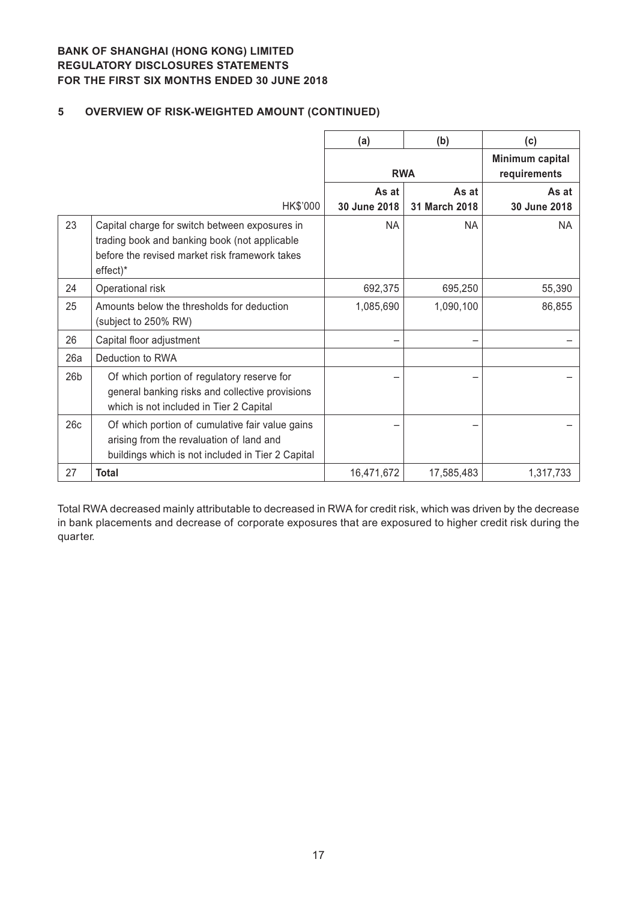## 5 OVERVIEW OF RISK-WEIGHTED AMOUNT (CONTINUED)

| | | (a) | (b) | (c) |
|---|---|---|---|---|
| | | RWA | | Minimum capital requirements |
| | HK$'000 | As at 30 June 2018 | As at 31 March 2018 | As at 30 June 2018 |
| 23 | Capital charge for switch between exposures in trading book and banking book (not applicable before the revised market risk framework takes effect)* | NA | NA | NA |
| 24 | Operational risk | 692,375 | 695,250 | 55,390 |
| 25 | Amounts below the thresholds for deduction (subject to 250% RW) | 1,085,690 | 1,090,100 | 86,855 |
| 26 | Capital floor adjustment | – | – | – |
| 26a | Deduction to RWA | | | |
| 26b | Of which portion of regulatory reserve for general banking risks and collective provisions which is not included in Tier 2 Capital | – | – | – |
| 26c | Of which portion of cumulative fair value gains arising from the revaluation of land and buildings which is not included in Tier 2 Capital | – | – | – |
| 27 | **Total** | 16,471,672 | 17,585,483 | 1,317,733 |

Total RWA decreased mainly attributable to decreased in RWA for credit risk, which was driven by the decrease in bank placements and decrease of corporate exposures that are exposured to higher credit risk during the quarter.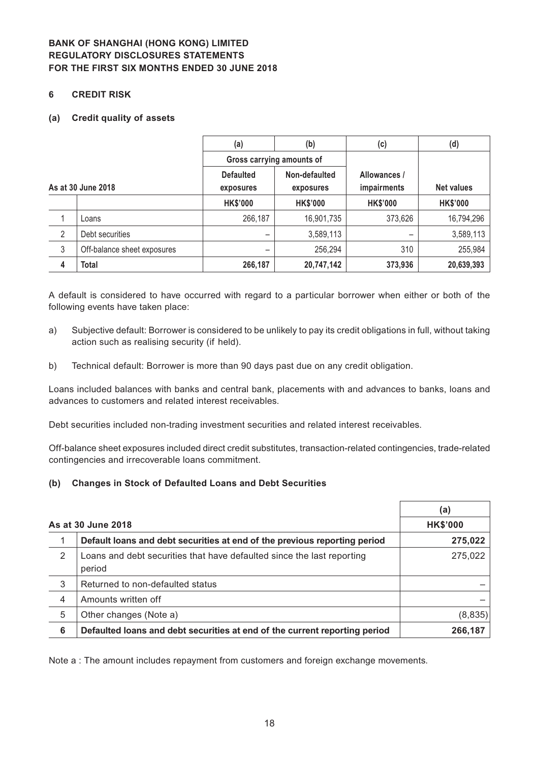**BANK OF SHANGHAI (HONG KONG) LIMITED**
**REGULATORY DISCLOSURES STATEMENTS**
**FOR THE FIRST SIX MONTHS ENDED 30 JUNE 2018**

## 6 CREDIT RISK

### (a) Credit quality of assets

| As at 30 June 2018 | | (a) | (b) | (c) | (d) |
|---|---|---|---|---|---|
| | | Gross carrying amounts of | | | |
| | | Defaulted exposures | Non-defaulted exposures | Allowances / impairments | Net values |
| | | HK$'000 | HK$'000 | HK$'000 | HK$'000 |
| 1 | Loans | 266,187 | 16,901,735 | 373,626 | 16,794,296 |
| 2 | Debt securities | – | 3,589,113 | – | 3,589,113 |
| 3 | Off-balance sheet exposures | – | 256,294 | 310 | 255,984 |
| 4 | **Total** | **266,187** | **20,747,142** | **373,936** | **20,639,393** |

A default is considered to have occurred with regard to a particular borrower when either or both of the following events have taken place:

a) Subjective default: Borrower is considered to be unlikely to pay its credit obligations in full, without taking action such as realising security (if held).

b) Technical default: Borrower is more than 90 days past due on any credit obligation.

Loans included balances with banks and central bank, placements with and advances to banks, loans and advances to customers and related interest receivables.

Debt securities included non-trading investment securities and related interest receivables.

Off-balance sheet exposures included direct credit substitutes, transaction-related contingencies, trade-related contingencies and irrecoverable loans commitment.

### (b) Changes in Stock of Defaulted Loans and Debt Securities

| As at 30 June 2018 | | (a) |
|---|---|---|
| | | HK$'000 |
| 1 | **Default loans and debt securities at end of the previous reporting period** | **275,022** |
| 2 | Loans and debt securities that have defaulted since the last reporting period | 275,022 |
| 3 | Returned to non-defaulted status | – |
| 4 | Amounts written off | – |
| 5 | Other changes (Note a) | (8,835) |
| 6 | **Defaulted loans and debt securities at end of the current reporting period** | **266,187** |

Note a : The amount includes repayment from customers and foreign exchange movements.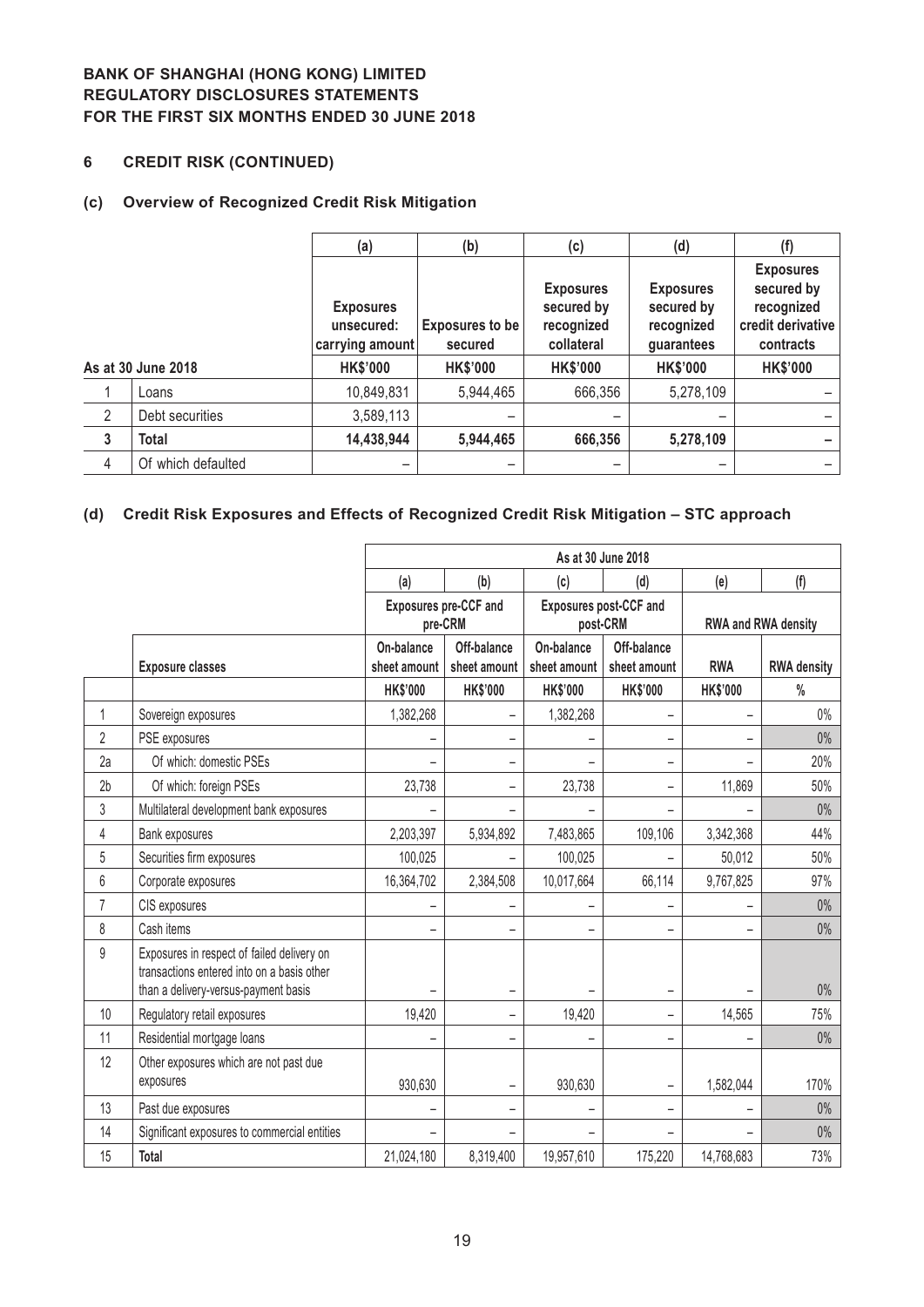**BANK OF SHANGHAI (HONG KONG) LIMITED**
**REGULATORY DISCLOSURES STATEMENTS**
**FOR THE FIRST SIX MONTHS ENDED 30 JUNE 2018**

## 6 CREDIT RISK (CONTINUED)

### (c) Overview of Recognized Credit Risk Mitigation

| | | (a) | (b) | (c) | (d) | (f) |
|---|---|---|---|---|---|---|
| | | Exposures unsecured: carrying amount | Exposures to be secured | Exposures secured by recognized collateral | Exposures secured by recognized guarantees | Exposures secured by recognized credit derivative contracts |
| **As at 30 June 2018** | | **HK$'000** | **HK$'000** | **HK$'000** | **HK$'000** | **HK$'000** |
| 1 | Loans | 10,849,831 | 5,944,465 | 666,356 | 5,278,109 | – |
| 2 | Debt securities | 3,589,113 | – | – | – | – |
| **3** | **Total** | **14,438,944** | **5,944,465** | **666,356** | **5,278,109** | **–** |
| 4 | Of which defaulted | – | – | – | – | – |

### (d) Credit Risk Exposures and Effects of Recognized Credit Risk Mitigation – STC approach

| | | As at 30 June 2018 | | | | | |
|---|---|---|---|---|---|---|---|
| | | (a) | (b) | (c) | (d) | (e) | (f) |
| | | Exposures pre-CCF and pre-CRM | | Exposures post-CCF and post-CRM | | RWA and RWA density | |
| | **Exposure classes** | On-balance sheet amount | Off-balance sheet amount | On-balance sheet amount | Off-balance sheet amount | RWA | RWA density |
| | | HK$'000 | HK$'000 | HK$'000 | HK$'000 | HK$'000 | % |
| 1 | Sovereign exposures | 1,382,268 | – | 1,382,268 | – | – | 0% |
| 2 | PSE exposures | – | – | – | – | – | 0% |
| 2a | Of which: domestic PSEs | – | – | – | – | – | 20% |
| 2b | Of which: foreign PSEs | 23,738 | – | 23,738 | – | 11,869 | 50% |
| 3 | Multilateral development bank exposures | – | – | – | – | – | 0% |
| 4 | Bank exposures | 2,203,397 | 5,934,892 | 7,483,865 | 109,106 | 3,342,368 | 44% |
| 5 | Securities firm exposures | 100,025 | – | 100,025 | – | 50,012 | 50% |
| 6 | Corporate exposures | 16,364,702 | 2,384,508 | 10,017,664 | 66,114 | 9,767,825 | 97% |
| 7 | CIS exposures | – | – | – | – | – | 0% |
| 8 | Cash items | – | – | – | – | – | 0% |
| 9 | Exposures in respect of failed delivery on transactions entered into on a basis other than a delivery-versus-payment basis | – | – | – | – | – | 0% |
| 10 | Regulatory retail exposures | 19,420 | – | 19,420 | – | 14,565 | 75% |
| 11 | Residential mortgage loans | – | – | – | – | – | 0% |
| 12 | Other exposures which are not past due exposures | 930,630 | – | 930,630 | – | 1,582,044 | 170% |
| 13 | Past due exposures | – | – | – | – | – | 0% |
| 14 | Significant exposures to commercial entities | – | – | – | – | – | 0% |
| 15 | **Total** | 21,024,180 | 8,319,400 | 19,957,610 | 175,220 | 14,768,683 | 73% |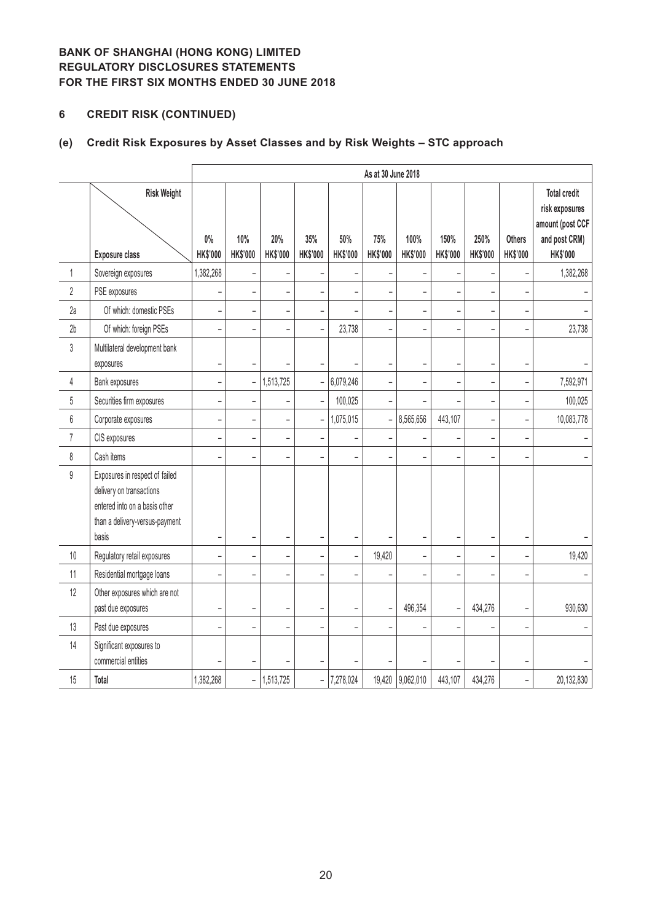**BANK OF SHANGHAI (HONG KONG) LIMITED**
**REGULATORY DISCLOSURES STATEMENTS**
**FOR THE FIRST SIX MONTHS ENDED 30 JUNE 2018**

## 6 CREDIT RISK (CONTINUED)

### (e) Credit Risk Exposures by Asset Classes and by Risk Weights – STC approach

| | | As at 30 June 2018 | | | | | | | | | | |
|---|---|---|---|---|---|---|---|---|---|---|---|---|
| | Risk Weight / Exposure class | 0% HK$'000 | 10% HK$'000 | 20% HK$'000 | 35% HK$'000 | 50% HK$'000 | 75% HK$'000 | 100% HK$'000 | 150% HK$'000 | 250% HK$'000 | Others HK$'000 | Total credit risk exposures amount (post CCF and post CRM) HK$'000 |
| 1 | Sovereign exposures | 1,382,268 | – | – | – | – | – | – | – | – | – | 1,382,268 |
| 2 | PSE exposures | – | – | – | – | – | – | – | – | – | – | – |
| 2a | Of which: domestic PSEs | – | – | – | – | – | – | – | – | – | – | – |
| 2b | Of which: foreign PSEs | – | – | – | – | 23,738 | – | – | – | – | – | 23,738 |
| 3 | Multilateral development bank exposures | – | – | – | – | – | – | – | – | – | – | – |
| 4 | Bank exposures | – | – | 1,513,725 | – | 6,079,246 | – | – | – | – | – | 7,592,971 |
| 5 | Securities firm exposures | – | – | – | – | 100,025 | – | – | – | – | – | 100,025 |
| 6 | Corporate exposures | – | – | – | – | 1,075,015 | – | 8,565,656 | 443,107 | – | – | 10,083,778 |
| 7 | CIS exposures | – | – | – | – | – | – | – | – | – | – | – |
| 8 | Cash items | – | – | – | – | – | – | – | – | – | – | – |
| 9 | Exposures in respect of failed delivery on transactions entered into on a basis other than a delivery-versus-payment basis | – | – | – | – | – | – | – | – | – | – | – |
| 10 | Regulatory retail exposures | – | – | – | – | – | 19,420 | – | – | – | – | 19,420 |
| 11 | Residential mortgage loans | – | – | – | – | – | – | – | – | – | – | – |
| 12 | Other exposures which are not past due exposures | – | – | – | – | – | – | 496,354 | – | 434,276 | – | 930,630 |
| 13 | Past due exposures | – | – | – | – | – | – | – | – | – | – | – |
| 14 | Significant exposures to commercial entities | – | – | – | – | – | – | – | – | – | – | – |
| 15 | **Total** | 1,382,268 | – | 1,513,725 | – | 7,278,024 | 19,420 | 9,062,010 | 443,107 | 434,276 | – | 20,132,830 |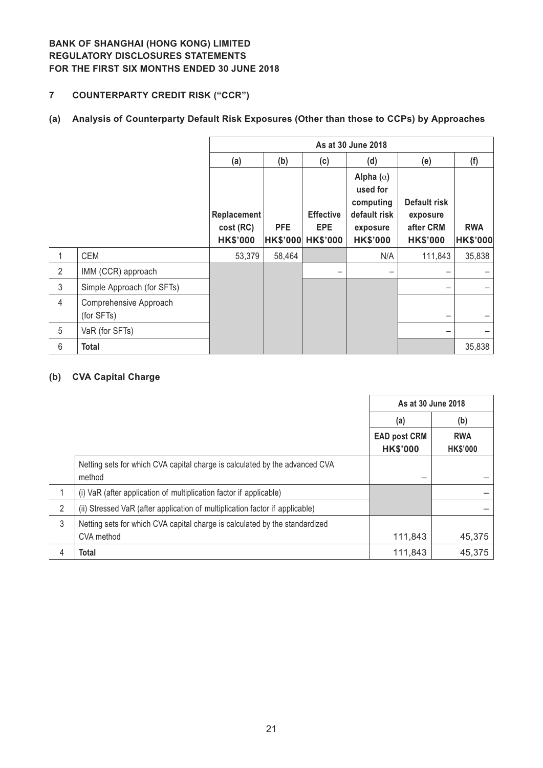**BANK OF SHANGHAI (HONG KONG) LIMITED**
**REGULATORY DISCLOSURES STATEMENTS**
**FOR THE FIRST SIX MONTHS ENDED 30 JUNE 2018**

## 7 COUNTERPARTY CREDIT RISK ("CCR")

### (a) Analysis of Counterparty Default Risk Exposures (Other than those to CCPs) by Approaches

| | | As at 30 June 2018 | | | | | |
|---|---|---|---|---|---|---|---|
| | | (a) | (b) | (c) | (d) | (e) | (f) |
| | | Replacement cost (RC) HK$'000 | PFE HK$'000 | Effective EPE HK$'000 | Alpha (α) used for computing default risk exposure HK$'000 | Default risk exposure after CRM HK$'000 | RWA HK$'000 |
| 1 | CEM | 53,379 | 58,464 | | N/A | 111,843 | 35,838 |
| 2 | IMM (CCR) approach | | | – | – | – | – |
| 3 | Simple Approach (for SFTs) | | | | | – | – |
| 4 | Comprehensive Approach (for SFTs) | | | | | – | – |
| 5 | VaR (for SFTs) | | | | | – | – |
| 6 | **Total** | | | | | | 35,838 |

### (b) CVA Capital Charge

| | | As at 30 June 2018 | |
|---|---|---|---|
| | | (a) | (b) |
| | | EAD post CRM HK$'000 | RWA HK$'000 |
| | Netting sets for which CVA capital charge is calculated by the advanced CVA method | – | – |
| 1 | (i) VaR (after application of multiplication factor if applicable) | | – |
| 2 | (ii) Stressed VaR (after application of multiplication factor if applicable) | | – |
| 3 | Netting sets for which CVA capital charge is calculated by the standardized CVA method | 111,843 | 45,375 |
| 4 | **Total** | 111,843 | 45,375 |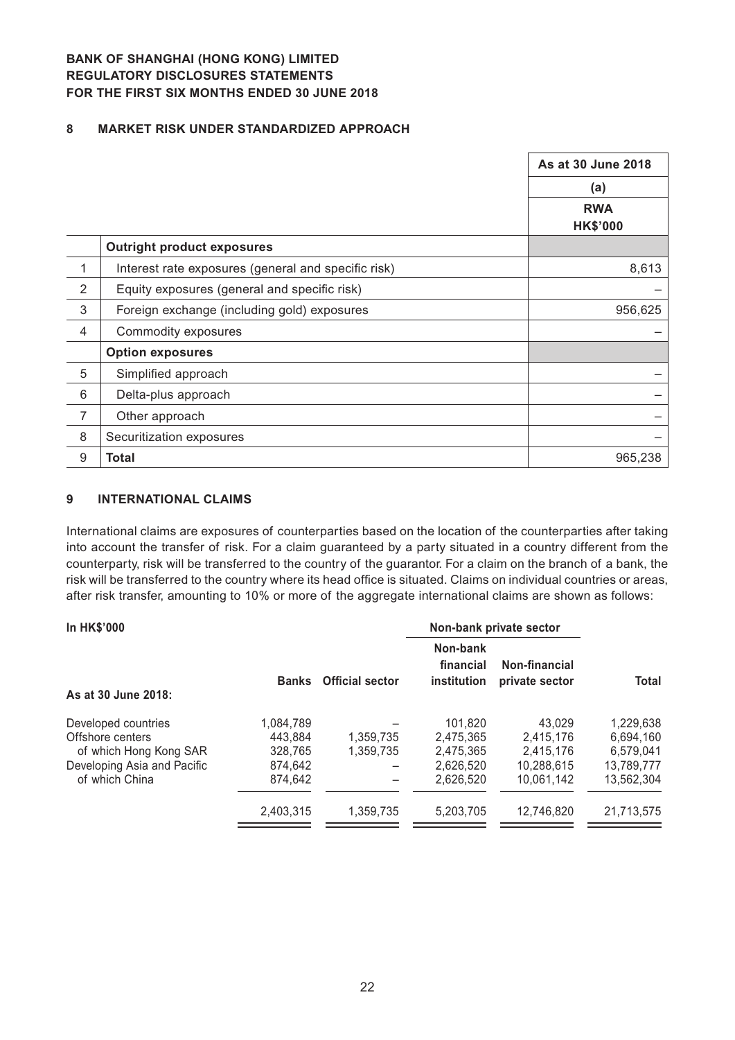**BANK OF SHANGHAI (HONG KONG) LIMITED**
**REGULATORY DISCLOSURES STATEMENTS**
**FOR THE FIRST SIX MONTHS ENDED 30 JUNE 2018**

## 8 MARKET RISK UNDER STANDARDIZED APPROACH

| | | As at 30 June 2018 |
|---|---|---|
| | | (a) |
| | | RWA HK$'000 |
| | **Outright product exposures** | |
| 1 | Interest rate exposures (general and specific risk) | 8,613 |
| 2 | Equity exposures (general and specific risk) | – |
| 3 | Foreign exchange (including gold) exposures | 956,625 |
| 4 | Commodity exposures | – |
| | **Option exposures** | |
| 5 | Simplified approach | – |
| 6 | Delta-plus approach | – |
| 7 | Other approach | – |
| 8 | Securitization exposures | – |
| 9 | **Total** | 965,238 |

## 9 INTERNATIONAL CLAIMS

International claims are exposures of counterparties based on the location of the counterparties after taking into account the transfer of risk. For a claim guaranteed by a party situated in a country different from the counterparty, risk will be transferred to the country of the guarantor. For a claim on the branch of a bank, the risk will be transferred to the country where its head office is situated. Claims on individual countries or areas, after risk transfer, amounting to 10% or more of the aggregate international claims are shown as follows:

| In HK$'000 | | | Non-bank private sector | | |
|---|---|---|---|---|---|
| As at 30 June 2018: | Banks | Official sector | Non-bank financial institution | Non-financial private sector | Total |
| Developed countries | 1,084,789 | – | 101,820 | 43,029 | 1,229,638 |
| Offshore centers | 443,884 | 1,359,735 | 2,475,365 | 2,415,176 | 6,694,160 |
| of which Hong Kong SAR | 328,765 | 1,359,735 | 2,475,365 | 2,415,176 | 6,579,041 |
| Developing Asia and Pacific | 874,642 | – | 2,626,520 | 10,288,615 | 13,789,777 |
| of which China | 874,642 | – | 2,626,520 | 10,061,142 | 13,562,304 |
| | 2,403,315 | 1,359,735 | 5,203,705 | 12,746,820 | 21,713,575 |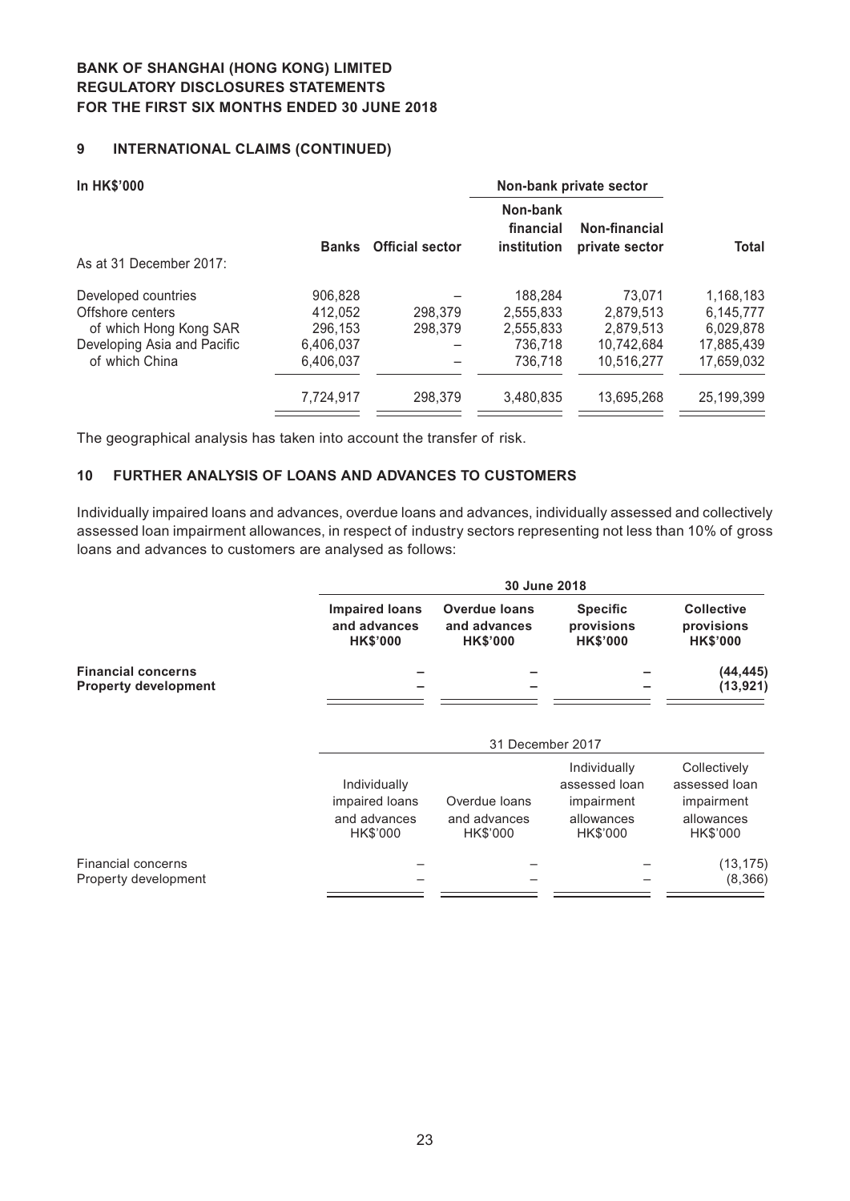## 9 INTERNATIONAL CLAIMS (CONTINUED)

| In HK$'000 | | | Non-bank private sector | | |
|---|---|---|---|---|---|
| | Banks | Official sector | Non-bank financial institution | Non-financial private sector | Total |
| As at 31 December 2017: | | | | | |
| Developed countries | 906,828 | – | 188,284 | 73,071 | 1,168,183 |
| Offshore centers | 412,052 | 298,379 | 2,555,833 | 2,879,513 | 6,145,777 |
| of which Hong Kong SAR | 296,153 | 298,379 | 2,555,833 | 2,879,513 | 6,029,878 |
| Developing Asia and Pacific | 6,406,037 | – | 736,718 | 10,742,684 | 17,885,439 |
| of which China | 6,406,037 | – | 736,718 | 10,516,277 | 17,659,032 |
| | 7,724,917 | 298,379 | 3,480,835 | 13,695,268 | 25,199,399 |

The geographical analysis has taken into account the transfer of risk.

## 10 FURTHER ANALYSIS OF LOANS AND ADVANCES TO CUSTOMERS

Individually impaired loans and advances, overdue loans and advances, individually assessed and collectively assessed loan impairment allowances, in respect of industry sectors representing not less than 10% of gross loans and advances to customers are analysed as follows:

| | 30 June 2018 | | | |
|---|---|---|---|---|
| | **Impaired loans and advances HK$'000** | **Overdue loans and advances HK$'000** | **Specific provisions HK$'000** | **Collective provisions HK$'000** |
| **Financial concerns** | **–** | **–** | **–** | **(44,445)** |
| **Property development** | **–** | **–** | **–** | **(13,921)** |

| | 31 December 2017 | | | |
|---|---|---|---|---|
| | Individually impaired loans and advances HK$'000 | Overdue loans and advances HK$'000 | Individually assessed loan impairment allowances HK$'000 | Collectively assessed loan impairment allowances HK$'000 |
| Financial concerns | – | – | – | (13,175) |
| Property development | – | – | – | (8,366) |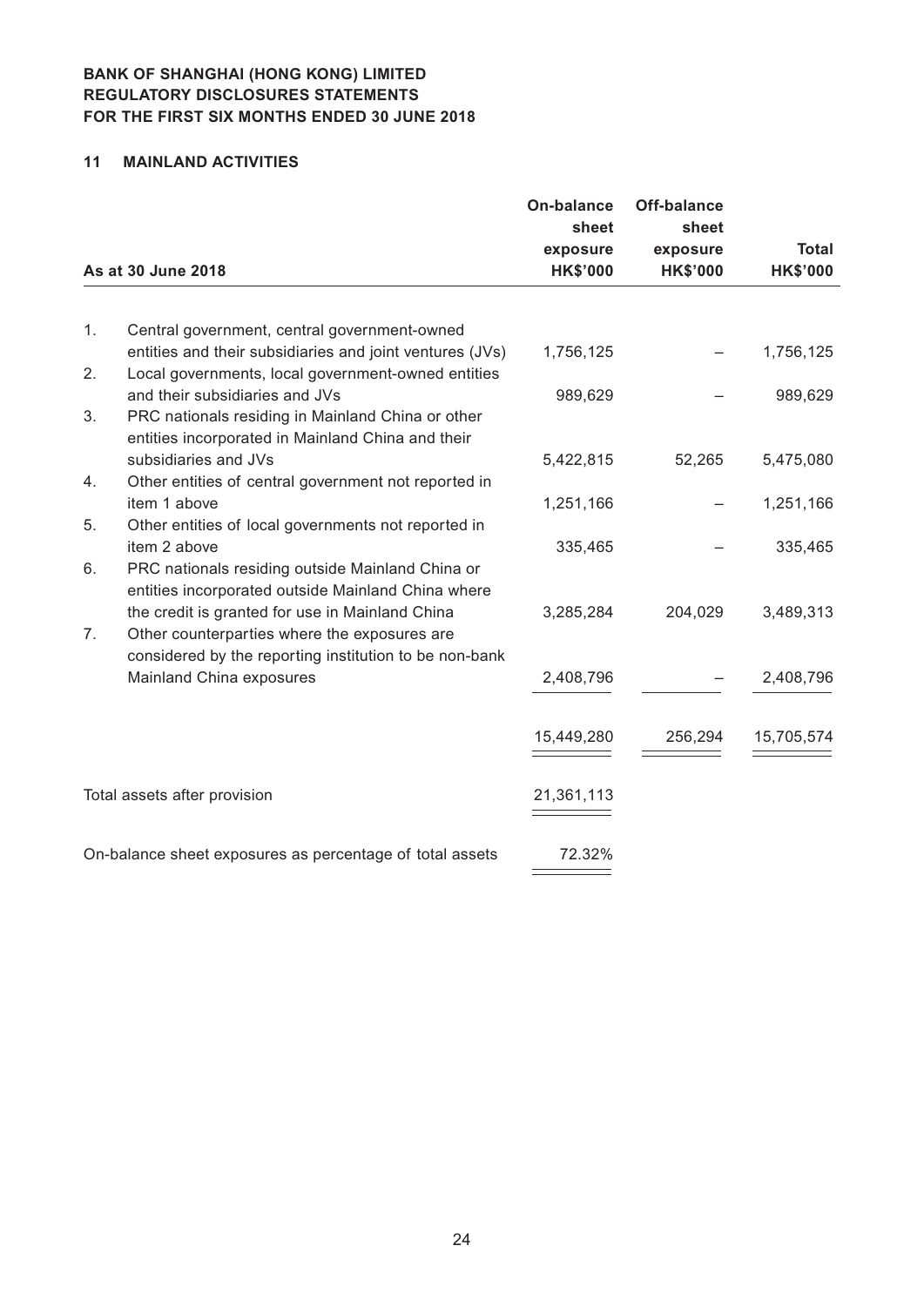**BANK OF SHANGHAI (HONG KONG) LIMITED**
**REGULATORY DISCLOSURES STATEMENTS**
**FOR THE FIRST SIX MONTHS ENDED 30 JUNE 2018**

## 11 MAINLAND ACTIVITIES

| As at 30 June 2018 | On-balance sheet exposure HK$'000 | Off-balance sheet exposure HK$'000 | Total HK$'000 |
|---|---|---|---|
| 1. Central government, central government-owned entities and their subsidiaries and joint ventures (JVs) | 1,756,125 | – | 1,756,125 |
| 2. Local governments, local government-owned entities and their subsidiaries and JVs | 989,629 | – | 989,629 |
| 3. PRC nationals residing in Mainland China or other entities incorporated in Mainland China and their subsidiaries and JVs | 5,422,815 | 52,265 | 5,475,080 |
| 4. Other entities of central government not reported in item 1 above | 1,251,166 | – | 1,251,166 |
| 5. Other entities of local governments not reported in item 2 above | 335,465 | – | 335,465 |
| 6. PRC nationals residing outside Mainland China or entities incorporated outside Mainland China where the credit is granted for use in Mainland China | 3,285,284 | 204,029 | 3,489,313 |
| 7. Other counterparties where the exposures are considered by the reporting institution to be non-bank Mainland China exposures | 2,408,796 | – | 2,408,796 |
| | 15,449,280 | 256,294 | 15,705,574 |
| Total assets after provision | 21,361,113 | | |
| On-balance sheet exposures as percentage of total assets | 72.32% | | |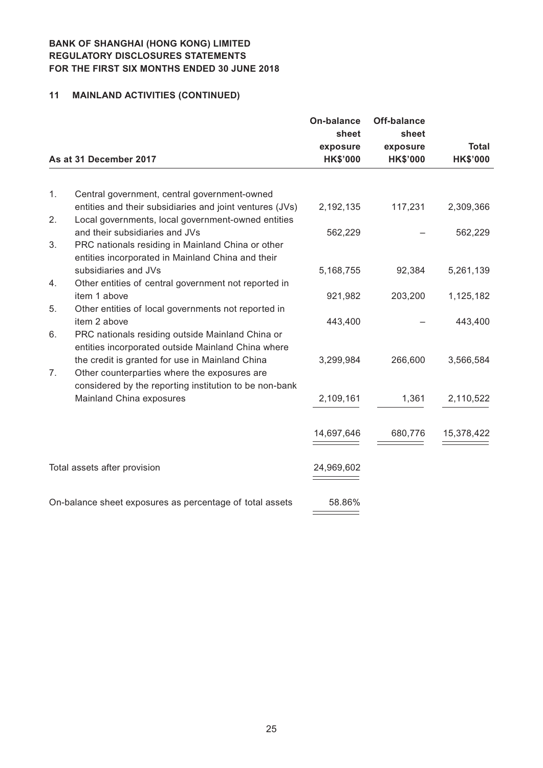**BANK OF SHANGHAI (HONG KONG) LIMITED**
**REGULATORY DISCLOSURES STATEMENTS**
**FOR THE FIRST SIX MONTHS ENDED 30 JUNE 2018**

## 11 MAINLAND ACTIVITIES (CONTINUED)

| As at 31 December 2017 | On-balance sheet exposure HK$'000 | Off-balance sheet exposure HK$'000 | Total HK$'000 |
|---|---|---|---|
| 1. Central government, central government-owned entities and their subsidiaries and joint ventures (JVs) | 2,192,135 | 117,231 | 2,309,366 |
| 2. Local governments, local government-owned entities and their subsidiaries and JVs | 562,229 | – | 562,229 |
| 3. PRC nationals residing in Mainland China or other entities incorporated in Mainland China and their subsidiaries and JVs | 5,168,755 | 92,384 | 5,261,139 |
| 4. Other entities of central government not reported in item 1 above | 921,982 | 203,200 | 1,125,182 |
| 5. Other entities of local governments not reported in item 2 above | 443,400 | – | 443,400 |
| 6. PRC nationals residing outside Mainland China or entities incorporated outside Mainland China where the credit is granted for use in Mainland China | 3,299,984 | 266,600 | 3,566,584 |
| 7. Other counterparties where the exposures are considered by the reporting institution to be non-bank Mainland China exposures | 2,109,161 | 1,361 | 2,110,522 |
| | 14,697,646 | 680,776 | 15,378,422 |
| Total assets after provision | 24,969,602 | | |
| On-balance sheet exposures as percentage of total assets | 58.86% | | |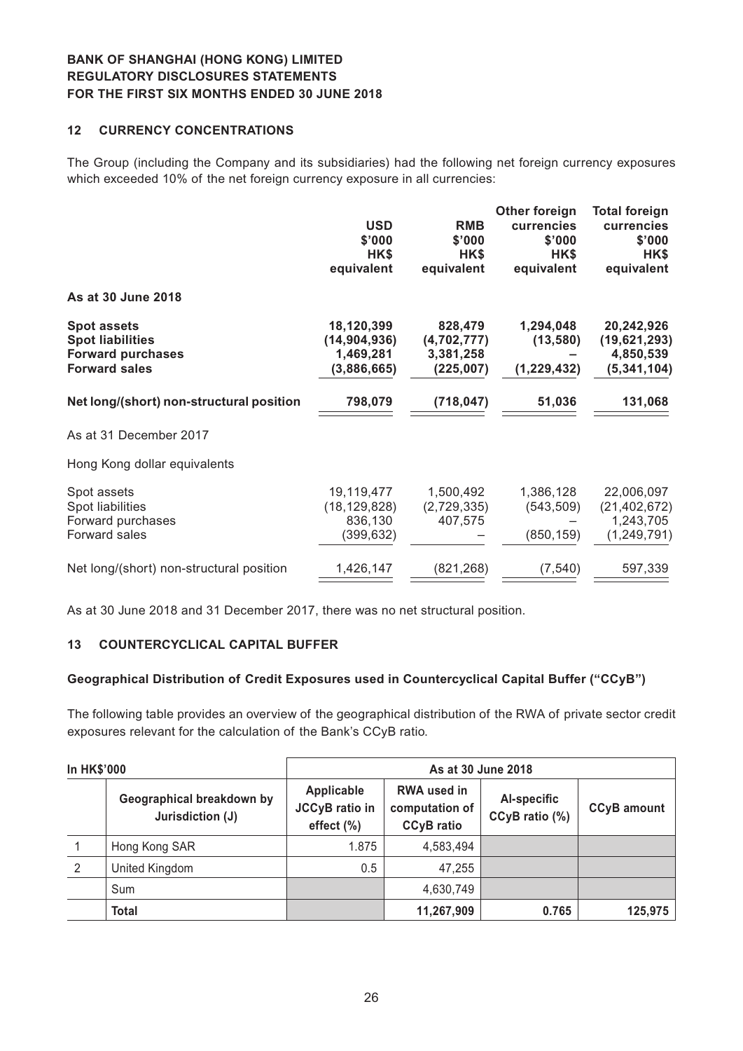**BANK OF SHANGHAI (HONG KONG) LIMITED**
**REGULATORY DISCLOSURES STATEMENTS**
**FOR THE FIRST SIX MONTHS ENDED 30 JUNE 2018**

## 12 CURRENCY CONCENTRATIONS

The Group (including the Company and its subsidiaries) had the following net foreign currency exposures which exceeded 10% of the net foreign currency exposure in all currencies:

| | USD $'000 HK$ equivalent | RMB $'000 HK$ equivalent | Other foreign currencies $'000 HK$ equivalent | Total foreign currencies $'000 HK$ equivalent |
|---|---|---|---|---|
| **As at 30 June 2018** | | | | |
| **Spot assets** | **18,120,399** | **828,479** | **1,294,048** | **20,242,926** |
| **Spot liabilities** | **(14,904,936)** | **(4,702,777)** | **(13,580)** | **(19,621,293)** |
| **Forward purchases** | **1,469,281** | **3,381,258** | **–** | **4,850,539** |
| **Forward sales** | **(3,886,665)** | **(225,007)** | **(1,229,432)** | **(5,341,104)** |
| **Net long/(short) non-structural position** | **798,079** | **(718,047)** | **51,036** | **131,068** |
| As at 31 December 2017 | | | | |
| Hong Kong dollar equivalents | | | | |
| Spot assets | 19,119,477 | 1,500,492 | 1,386,128 | 22,006,097 |
| Spot liabilities | (18,129,828) | (2,729,335) | (543,509) | (21,402,672) |
| Forward purchases | 836,130 | 407,575 | – | 1,243,705 |
| Forward sales | (399,632) | – | (850,159) | (1,249,791) |
| Net long/(short) non-structural position | 1,426,147 | (821,268) | (7,540) | 597,339 |

As at 30 June 2018 and 31 December 2017, there was no net structural position.

## 13 COUNTERCYCLICAL CAPITAL BUFFER

**Geographical Distribution of Credit Exposures used in Countercyclical Capital Buffer ("CCyB")**

The following table provides an overview of the geographical distribution of the RWA of private sector credit exposures relevant for the calculation of the Bank's CCyB ratio.

| In HK$'000 | | As at 30 June 2018 | | | |
|---|---|---|---|---|---|
| | Geographical breakdown by Jurisdiction (J) | Applicable JCCyB ratio in effect (%) | RWA used in computation of CCyB ratio | AI-specific CCyB ratio (%) | CCyB amount |
| 1 | Hong Kong SAR | 1.875 | 4,583,494 | | |
| 2 | United Kingdom | 0.5 | 47,255 | | |
| | Sum | | 4,630,749 | | |
| | **Total** | | **11,267,909** | **0.765** | **125,975** |